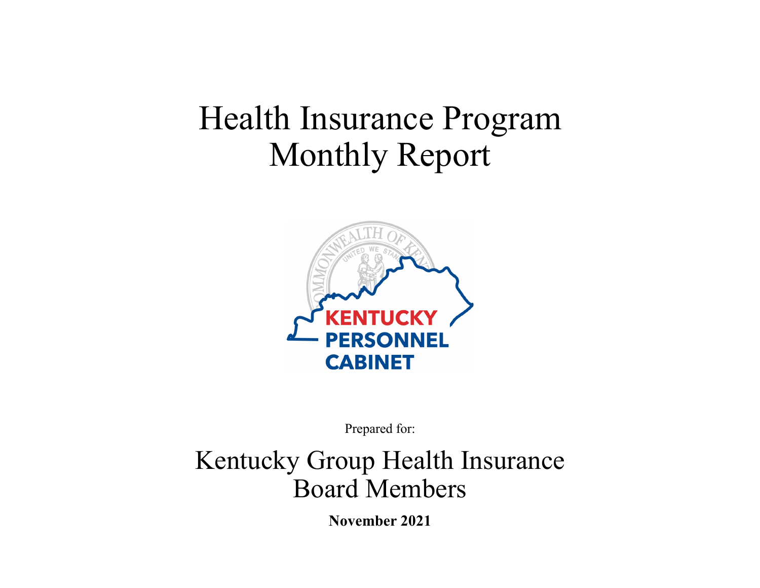# Health Insurance Program Monthly Report

KENTUCKY PERSONNEL CABINET

Prepared for:

## Kentucky Group Health Insurance Board Members

**November 2021**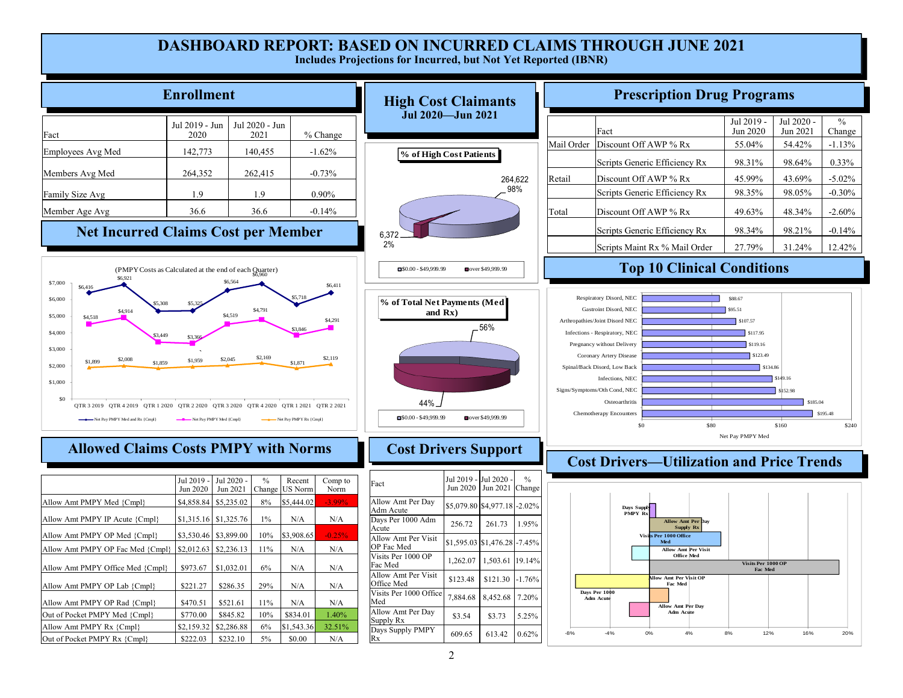# DASHBOARD REPORT: BASED ON INCURRED CLAIMS THROUGH JUNE 2021

**Includes Projections for Incurred, but Not Yet Reported (IBNR)**

## Enrollment

| Fact | Jul 2019 - Jun 2020 | Jul 2020 - Jun 2021 | % Change |
|---|---|---|---|
| Employees Avg Med | 142,773 | 140,455 | -1.62% |
| Members Avg Med | 264,352 | 262,415 | -0.73% |
| Family Size Avg | 1.9 | 1.9 | 0.90% |
| Member Age Avg | 36.6 | 36.6 | -0.14% |

## High Cost Claimants

**Jul 2020—Jun 2021**

**% of High Cost Patients**

- $0.00 - $49,999.99: 264,622 (98%)
- over $49,999.99: 6,372 (2%)

**% of Total Net Payments (Med and Rx)**

- $0.00 - $49,999.99: 56%
- over $49,999.99: 44%

## Prescription Drug Programs

| | Fact | Jul 2019 - Jun 2020 | Jul 2020 - Jun 2021 | % Change |
|---|---|---|---|---|
| Mail Order | Discount Off AWP % Rx | 55.04% | 54.42% | -1.13% |
| | Scripts Generic Efficiency Rx | 98.31% | 98.64% | 0.33% |
| Retail | Discount Off AWP % Rx | 45.99% | 43.69% | -5.02% |
| | Scripts Generic Efficiency Rx | 98.35% | 98.05% | -0.30% |
| Total | Discount Off AWP % Rx | 49.63% | 48.34% | -2.60% |
| | Scripts Generic Efficiency Rx | 98.34% | 98.21% | -0.14% |
| | Scripts Maint Rx % Mail Order | 27.79% | 31.24% | 12.42% |

## Net Incurred Claims Cost per Member

(PMPY Costs as Calculated at the end of each Quarter)

| | QTR 3 2019 | QTR 4 2019 | QTR 1 2020 | QTR 2 2020 | QTR 3 2020 | QTR 4 2020 | QTR 1 2021 | QTR 2 2021 |
|---|---|---|---|---|---|---|---|---|
| Net Pay PMPY Med and Rx {Cmpl} | $6,416 | $6,921 | $5,308 | $5,325 | $6,564 | $6,960 | $5,718 | $6,411 |
| Net Pay PMPY Med {Cmpl} | $4,518 | $4,914 | $3,449 | $3,366 | $4,519 | $4,791 | $3,846 | $4,291 |
| Net Pay PMPY Rx {Cmpl} | $1,899 | $2,008 | $1,859 | $1,959 | $2,045 | $2,169 | $1,871 | $2,119 |

## Top 10 Clinical Conditions

Net Pay PMPY Med

| Condition | Net Pay PMPY Med |
|---|---|
| Respiratory Disord, NEC | $88.67 |
| Gastroint Disord, NEC | $95.51 |
| Arthropathies/Joint Disord NEC | $107.57 |
| Infections - Respiratory, NEC | $117.95 |
| Pregnancy without Delivery | $119.16 |
| Coronary Artery Disease | $123.49 |
| Spinal/Back Disord, Low Back | $134.86 |
| Infections, NEC | $149.16 |
| Signs/Symptoms/Oth Cond, NEC | $152.98 |
| Osteoarthritis | $185.04 |
| Chemotherapy Encounters | $195.48 |

## Allowed Claims Costs PMPY with Norms

| | Jul 2019 - Jun 2020 | Jul 2020 - Jun 2021 | % Change | Recent US Norm | Comp to Norm |
|---|---|---|---|---|---|
| Allow Amt PMPY Med {Cmpl} | $4,858.84 | $5,235.02 | 8% | $5,444.02 | -3.99% |
| Allow Amt PMPY IP Acute {Cmpl} | $1,315.16 | $1,325.76 | 1% | N/A | N/A |
| Allow Amt PMPY OP Med {Cmpl} | $3,530.46 | $3,899.00 | 10% | $3,908.65 | -0.25% |
| Allow Amt PMPY OP Fac Med {Cmpl} | $2,012.63 | $2,236.13 | 11% | N/A | N/A |
| Allow Amt PMPY Office Med {Cmpl} | $973.67 | $1,032.01 | 6% | N/A | N/A |
| Allow Amt PMPY OP Lab {Cmpl} | $221.27 | $286.35 | 29% | N/A | N/A |
| Allow Amt PMPY OP Rad {Cmpl} | $470.51 | $521.61 | 11% | N/A | N/A |
| Out of Pocket PMPY Med {Cmpl} | $770.00 | $845.82 | 10% | $834.01 | 1.40% |
| Allow Amt PMPY Rx {Cmpl} | $2,159.32 | $2,286.88 | 6% | $1,543.36 | 32.51% |
| Out of Pocket PMPY Rx {Cmpl} | $222.03 | $232.10 | 5% | $0.00 | N/A |

## Cost Drivers Support

| Fact | Jul 2019 - Jun 2020 | Jul 2020 - Jun 2021 | % Change |
|---|---|---|---|
| Allow Amt Per Day Adm Acute | $5,079.80 | $4,977.18 | -2.02% |
| Days Per 1000 Adm Acute | 256.72 | 261.73 | 1.95% |
| Allow Amt Per Visit OP Fac Med | $1,595.03 | $1,476.28 | -7.45% |
| Visits Per 1000 OP Fac Med | 1,262.07 | 1,503.61 | 19.14% |
| Allow Amt Per Visit Office Med | $123.48 | $121.30 | -1.76% |
| Visits Per 1000 Office Med | 7,884.68 | 8,452.68 | 7.20% |
| Allow Amt Per Day Supply Rx | $3.54 | $3.73 | 5.25% |
| Days Supply PMPY Rx | 609.65 | 613.42 | 0.62% |

## Cost Drivers—Utilization and Price Trends

| Measure | % Change |
|---|---|
| Days Supply PMPY Rx | 0.62% |
| Allow Amt Per Day Supply Rx | 5.25% |
| Visits Per 1000 Office Med | 7.20% |
| Allow Amt Per Visit Office Med | -1.76% |
| Visits Per 1000 OP Fac Med | 19.14% |
| Allow Amt Per Visit OP Fac Med | -7.45% |
| Days Per 1000 Adm Acute | 1.95% |
| Allow Amt Per Day Adm Acute | -2.02% |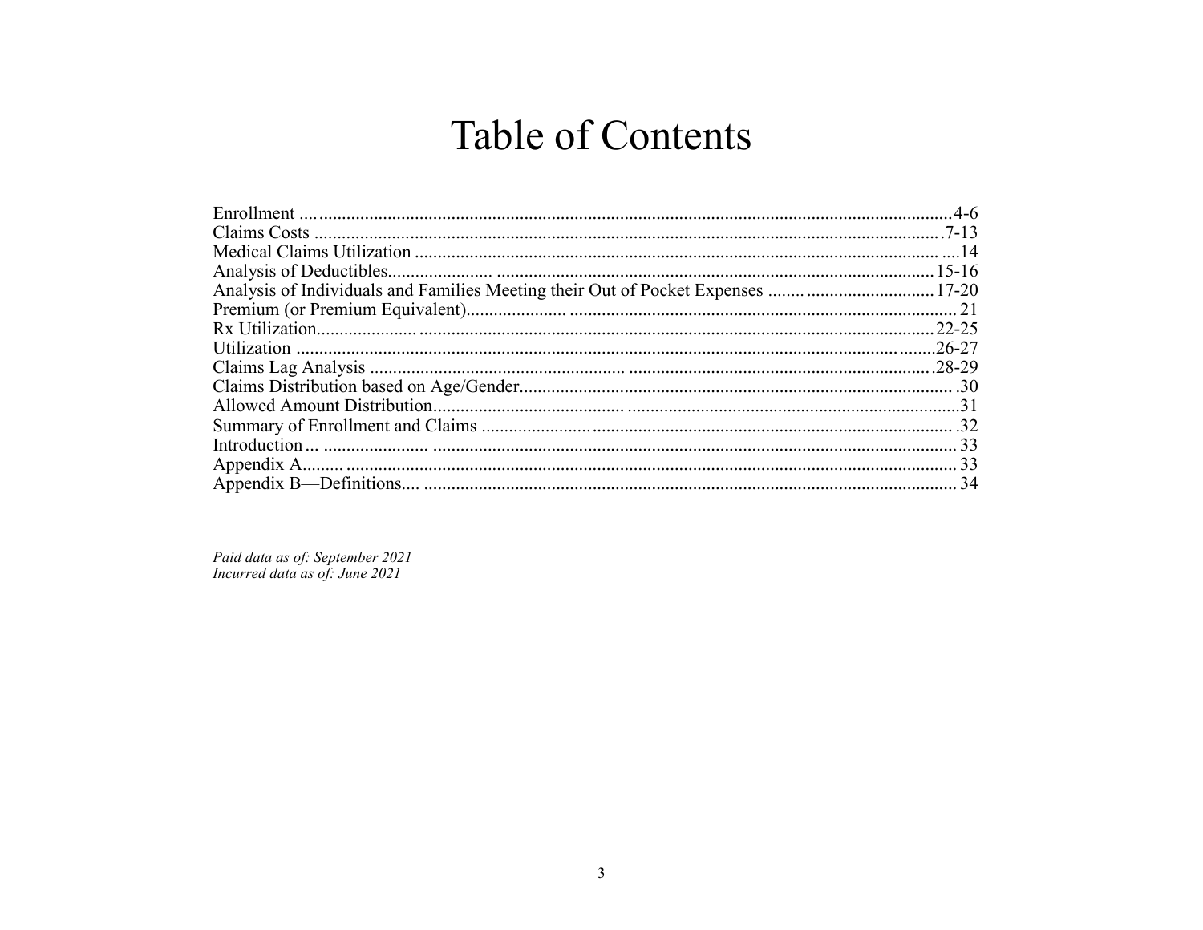# Table of Contents

| | |
|---|---|
| Enrollment | 4-6 |
| Claims Costs | 7-13 |
| Medical Claims Utilization | 14 |
| Analysis of Deductibles | 15-16 |
| Analysis of Individuals and Families Meeting their Out of Pocket Expenses | 17-20 |
| Premium (or Premium Equivalent) | 21 |
| Rx Utilization | 22-25 |
| Utilization | 26-27 |
| Claims Lag Analysis | 28-29 |
| Claims Distribution based on Age/Gender | 30 |
| Allowed Amount Distribution | 31 |
| Summary of Enrollment and Claims | 32 |
| Introduction | 33 |
| Appendix A | 33 |
| Appendix B—Definitions | 34 |

*Paid data as of: September 2021*
*Incurred data as of: June 2021*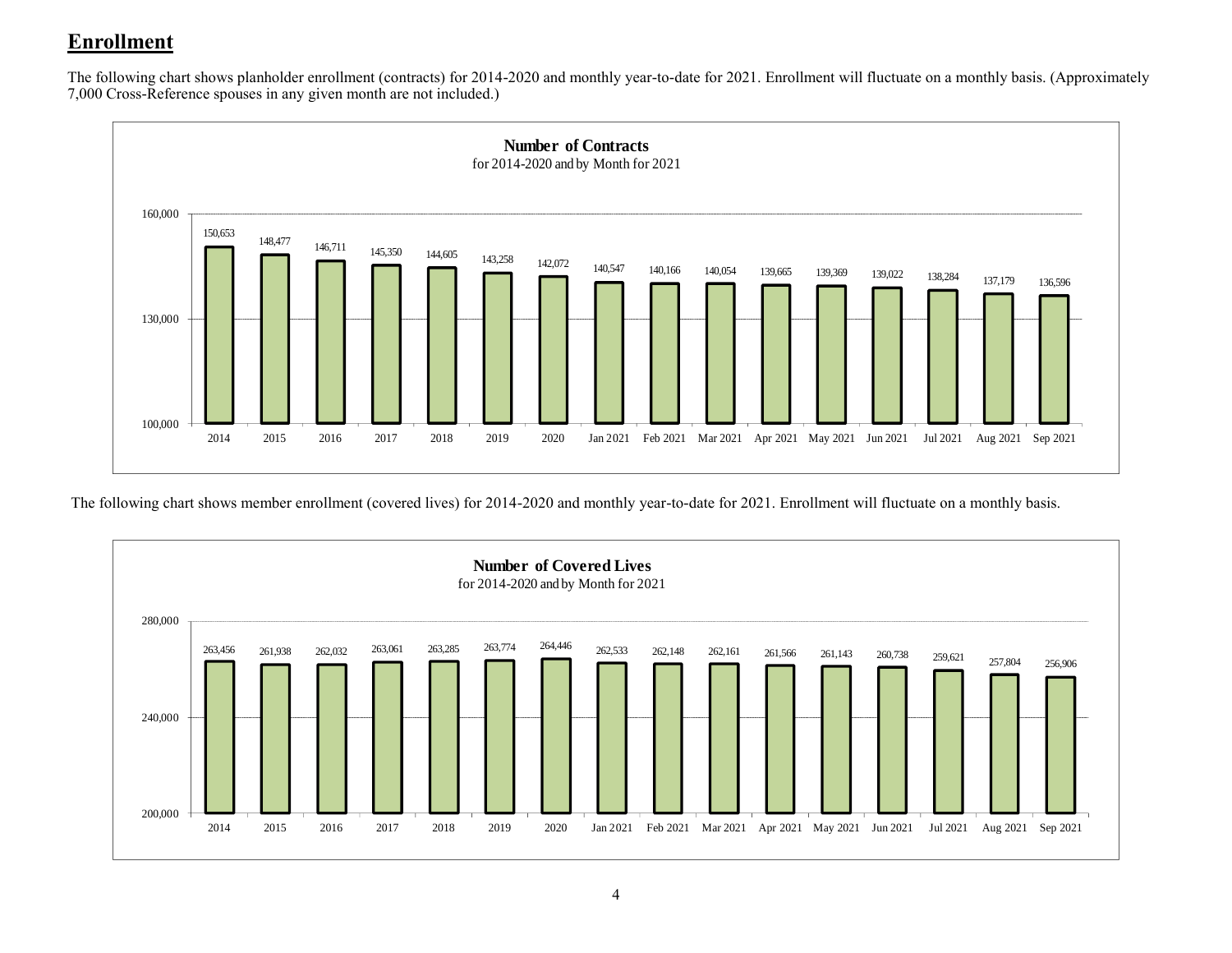## Enrollment

The following chart shows planholder enrollment (contracts) for 2014-2020 and monthly year-to-date for 2021. Enrollment will fluctuate on a monthly basis. (Approximately 7,000 Cross-Reference spouses in any given month are not included.)

**Number of Contracts**
for 2014-2020 and by Month for 2021

| Period | Number of Contracts |
| --- | --- |
| 2014 | 150,653 |
| 2015 | 148,477 |
| 2016 | 146,711 |
| 2017 | 145,350 |
| 2018 | 144,605 |
| 2019 | 143,258 |
| 2020 | 142,072 |
| Jan 2021 | 140,547 |
| Feb 2021 | 140,166 |
| Mar 2021 | 140,054 |
| Apr 2021 | 139,665 |
| May 2021 | 139,369 |
| Jun 2021 | 139,022 |
| Jul 2021 | 138,284 |
| Aug 2021 | 137,179 |
| Sep 2021 | 136,596 |

The following chart shows member enrollment (covered lives) for 2014-2020 and monthly year-to-date for 2021. Enrollment will fluctuate on a monthly basis.

**Number of Covered Lives**
for 2014-2020 and by Month for 2021

| Period | Number of Covered Lives |
| --- | --- |
| 2014 | 263,456 |
| 2015 | 261,938 |
| 2016 | 262,032 |
| 2017 | 263,061 |
| 2018 | 263,285 |
| 2019 | 263,774 |
| 2020 | 264,446 |
| Jan 2021 | 262,533 |
| Feb 2021 | 262,148 |
| Mar 2021 | 262,161 |
| Apr 2021 | 261,566 |
| May 2021 | 261,143 |
| Jun 2021 | 260,738 |
| Jul 2021 | 259,621 |
| Aug 2021 | 257,804 |
| Sep 2021 | 256,906 |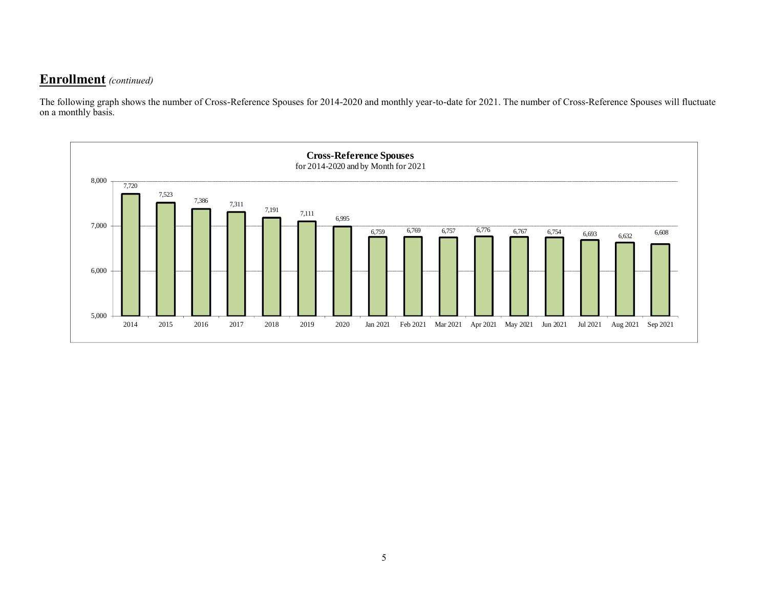## **Enrollment** *(continued)*

The following graph shows the number of Cross-Reference Spouses for 2014-2020 and monthly year-to-date for 2021. The number of Cross-Reference Spouses will fluctuate on a monthly basis.

**Cross-Reference Spouses**
for 2014-2020 and by Month for 2021

| Period | Cross-Reference Spouses |
|---|---|
| 2014 | 7,720 |
| 2015 | 7,523 |
| 2016 | 7,386 |
| 2017 | 7,311 |
| 2018 | 7,191 |
| 2019 | 7,111 |
| 2020 | 6,995 |
| Jan 2021 | 6,759 |
| Feb 2021 | 6,769 |
| Mar 2021 | 6,757 |
| Apr 2021 | 6,776 |
| May 2021 | 6,767 |
| Jun 2021 | 6,754 |
| Jul 2021 | 6,693 |
| Aug 2021 | 6,632 |
| Sep 2021 | 6,608 |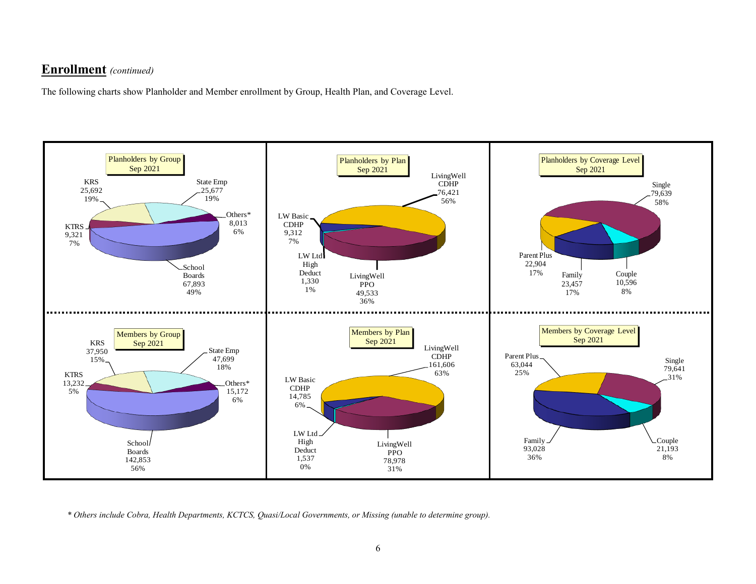## **Enrollment** *(continued)*

The following charts show Planholder and Member enrollment by Group, Health Plan, and Coverage Level.

**Planholders by Group Sep 2021**

| Group | Count | Percent |
|---|---|---|
| KRS | 25,692 | 19% |
| State Emp | 25,677 | 19% |
| Others* | 8,013 | 6% |
| KTRS | 9,321 | 7% |
| School Boards | 67,893 | 49% |

**Planholders by Plan Sep 2021**

| Plan | Count | Percent |
|---|---|---|
| LivingWell CDHP | 76,421 | 56% |
| LW Basic CDHP | 9,312 | 7% |
| LW Ltd High Deduct | 1,330 | 1% |
| LivingWell PPO | 49,533 | 36% |

**Planholders by Coverage Level Sep 2021**

| Coverage Level | Count | Percent |
|---|---|---|
| Single | 79,639 | 58% |
| Parent Plus | 22,904 | 17% |
| Family | 23,457 | 17% |
| Couple | 10,596 | 8% |

**Members by Group Sep 2021**

| Group | Count | Percent |
|---|---|---|
| KRS | 37,950 | 15% |
| State Emp | 47,699 | 18% |
| KTRS | 13,232 | 5% |
| Others* | 15,172 | 6% |
| School Boards | 142,853 | 56% |

**Members by Plan Sep 2021**

| Plan | Count | Percent |
|---|---|---|
| LivingWell CDHP | 161,606 | 63% |
| LW Basic CDHP | 14,785 | 6% |
| LW Ltd High Deduct | 1,537 | 0% |
| LivingWell PPO | 78,978 | 31% |

**Members by Coverage Level Sep 2021**

| Coverage Level | Count | Percent |
|---|---|---|
| Parent Plus | 63,044 | 25% |
| Single | 79,641 | 31% |
| Family | 93,028 | 36% |
| Couple | 21,193 | 8% |

*\* Others include Cobra, Health Departments, KCTCS, Quasi/Local Governments, or Missing (unable to determine group).*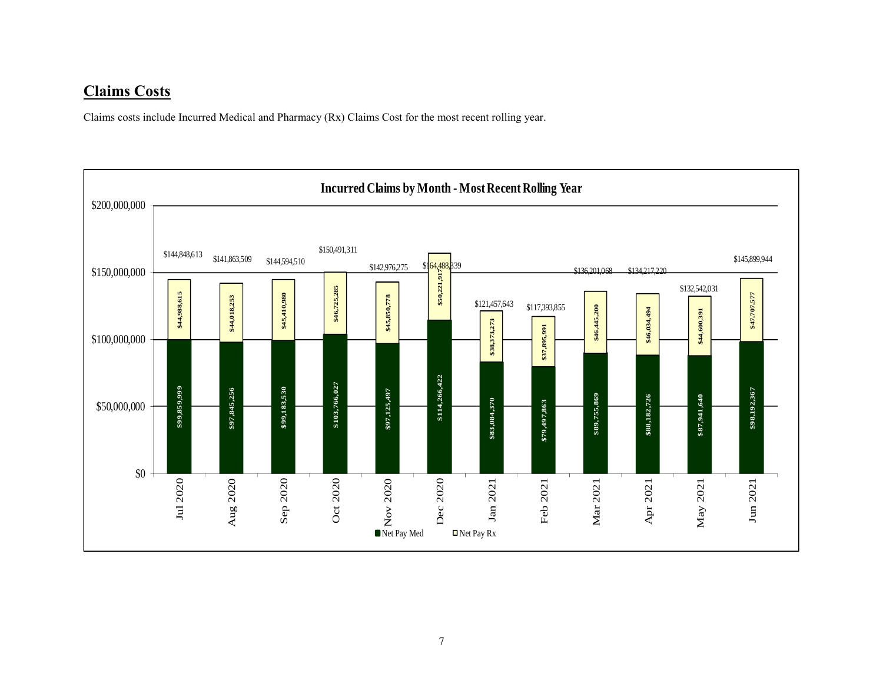## Claims Costs

Claims costs include Incurred Medical and Pharmacy (Rx) Claims Cost for the most recent rolling year.

**Incurred Claims by Month - Most Recent Rolling Year**

| Month | Net Pay Med | Net Pay Rx | Total |
|---|---|---|---|
| Jul 2020 | $99,859,999 | $44,988,615 | $144,848,613 |
| Aug 2020 | $97,845,256 | $44,018,253 | $141,863,509 |
| Sep 2020 | $99,183,530 | $45,410,980 | $144,594,510 |
| Oct 2020 | $103,766,027 | $46,725,285 | $150,491,311 |
| Nov 2020 | $97,125,497 | $45,850,778 | $142,976,275 |
| Dec 2020 | $114,266,422 | $50,221,917 | $164,488,339 |
| Jan 2021 | $83,084,370 | $38,373,273 | $121,457,643 |
| Feb 2021 | $79,497,863 | $37,895,991 | $117,393,855 |
| Mar 2021 | $89,755,869 | $46,445,200 | $136,201,068 |
| Apr 2021 | $88,182,726 | $46,034,494 | $134,217,220 |
| May 2021 | $87,941,640 | $44,600,391 | $132,542,031 |
| Jun 2021 | $98,192,367 | $47,707,577 | $145,899,944 |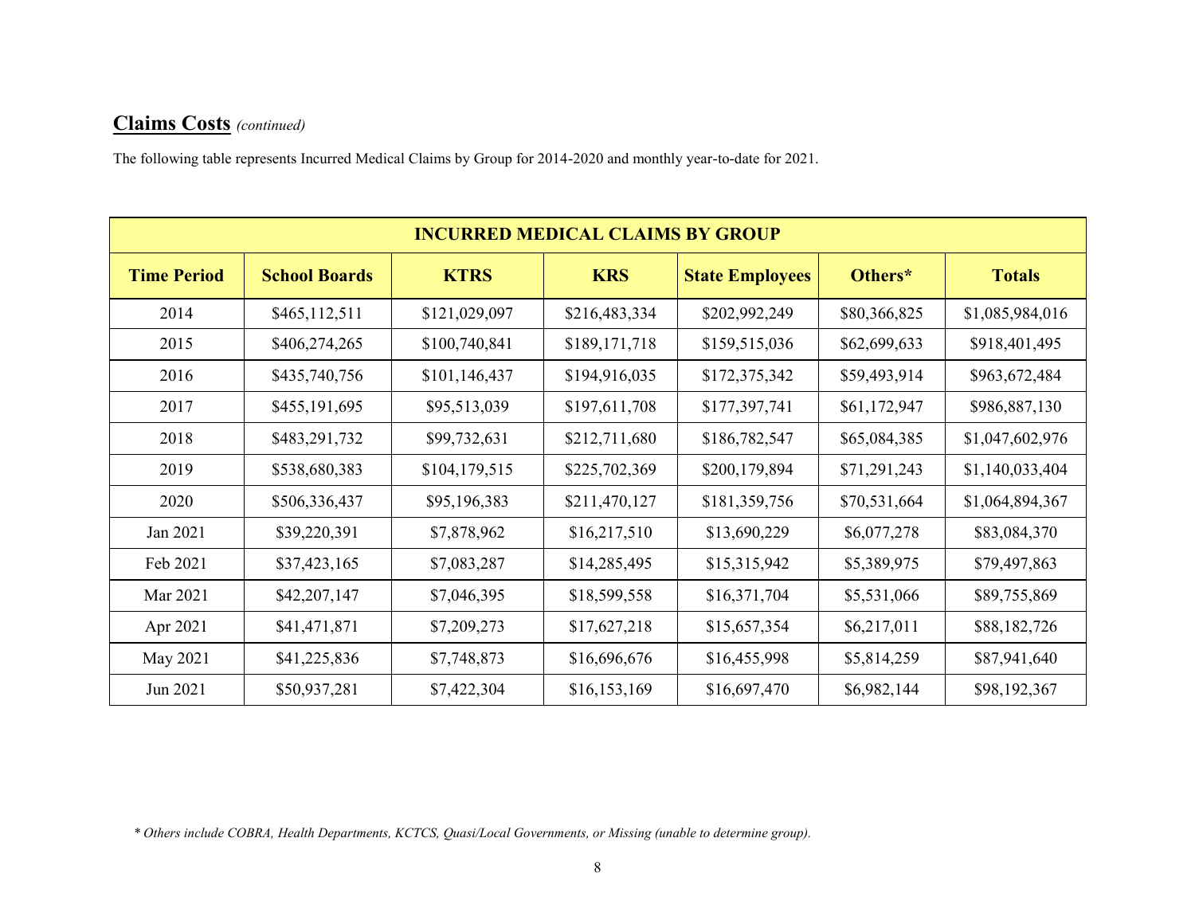## Claims Costs *(continued)*

The following table represents Incurred Medical Claims by Group for 2014-2020 and monthly year-to-date for 2021.

| INCURRED MEDICAL CLAIMS BY GROUP | | | | | | |
|---|---|---|---|---|---|---|
| **Time Period** | **School Boards** | **KTRS** | **KRS** | **State Employees** | **Others*** | **Totals** |
| 2014 | $465,112,511 | $121,029,097 | $216,483,334 | $202,992,249 | $80,366,825 | $1,085,984,016 |
| 2015 | $406,274,265 | $100,740,841 | $189,171,718 | $159,515,036 | $62,699,633 | $918,401,495 |
| 2016 | $435,740,756 | $101,146,437 | $194,916,035 | $172,375,342 | $59,493,914 | $963,672,484 |
| 2017 | $455,191,695 | $95,513,039 | $197,611,708 | $177,397,741 | $61,172,947 | $986,887,130 |
| 2018 | $483,291,732 | $99,732,631 | $212,711,680 | $186,782,547 | $65,084,385 | $1,047,602,976 |
| 2019 | $538,680,383 | $104,179,515 | $225,702,369 | $200,179,894 | $71,291,243 | $1,140,033,404 |
| 2020 | $506,336,437 | $95,196,383 | $211,470,127 | $181,359,756 | $70,531,664 | $1,064,894,367 |
| Jan 2021 | $39,220,391 | $7,878,962 | $16,217,510 | $13,690,229 | $6,077,278 | $83,084,370 |
| Feb 2021 | $37,423,165 | $7,083,287 | $14,285,495 | $15,315,942 | $5,389,975 | $79,497,863 |
| Mar 2021 | $42,207,147 | $7,046,395 | $18,599,558 | $16,371,704 | $5,531,066 | $89,755,869 |
| Apr 2021 | $41,471,871 | $7,209,273 | $17,627,218 | $15,657,354 | $6,217,011 | $88,182,726 |
| May 2021 | $41,225,836 | $7,748,873 | $16,696,676 | $16,455,998 | $5,814,259 | $87,941,640 |
| Jun 2021 | $50,937,281 | $7,422,304 | $16,153,169 | $16,697,470 | $6,982,144 | $98,192,367 |

*\* Others include COBRA, Health Departments, KCTCS, Quasi/Local Governments, or Missing (unable to determine group).*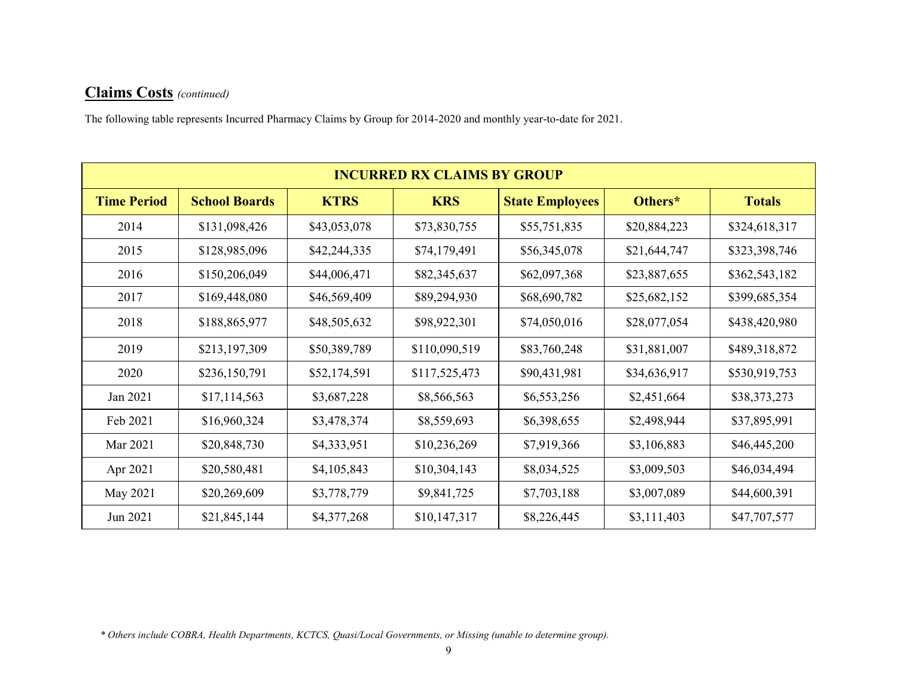## **Claims Costs** *(continued)*

The following table represents Incurred Pharmacy Claims by Group for 2014-2020 and monthly year-to-date for 2021.

| INCURRED RX CLAIMS BY GROUP | | | | | | |
|---|---|---|---|---|---|---|
| **Time Period** | **School Boards** | **KTRS** | **KRS** | **State Employees** | **Others*** | **Totals** |
| 2014 | $131,098,426 | $43,053,078 | $73,830,755 | $55,751,835 | $20,884,223 | $324,618,317 |
| 2015 | $128,985,096 | $42,244,335 | $74,179,491 | $56,345,078 | $21,644,747 | $323,398,746 |
| 2016 | $150,206,049 | $44,006,471 | $82,345,637 | $62,097,368 | $23,887,655 | $362,543,182 |
| 2017 | $169,448,080 | $46,569,409 | $89,294,930 | $68,690,782 | $25,682,152 | $399,685,354 |
| 2018 | $188,865,977 | $48,505,632 | $98,922,301 | $74,050,016 | $28,077,054 | $438,420,980 |
| 2019 | $213,197,309 | $50,389,789 | $110,090,519 | $83,760,248 | $31,881,007 | $489,318,872 |
| 2020 | $236,150,791 | $52,174,591 | $117,525,473 | $90,431,981 | $34,636,917 | $530,919,753 |
| Jan 2021 | $17,114,563 | $3,687,228 | $8,566,563 | $6,553,256 | $2,451,664 | $38,373,273 |
| Feb 2021 | $16,960,324 | $3,478,374 | $8,559,693 | $6,398,655 | $2,498,944 | $37,895,991 |
| Mar 2021 | $20,848,730 | $4,333,951 | $10,236,269 | $7,919,366 | $3,106,883 | $46,445,200 |
| Apr 2021 | $20,580,481 | $4,105,843 | $10,304,143 | $8,034,525 | $3,009,503 | $46,034,494 |
| May 2021 | $20,269,609 | $3,778,779 | $9,841,725 | $7,703,188 | $3,007,089 | $44,600,391 |
| Jun 2021 | $21,845,144 | $4,377,268 | $10,147,317 | $8,226,445 | $3,111,403 | $47,707,577 |

*\* Others include COBRA, Health Departments, KCTCS, Quasi/Local Governments, or Missing (unable to determine group).*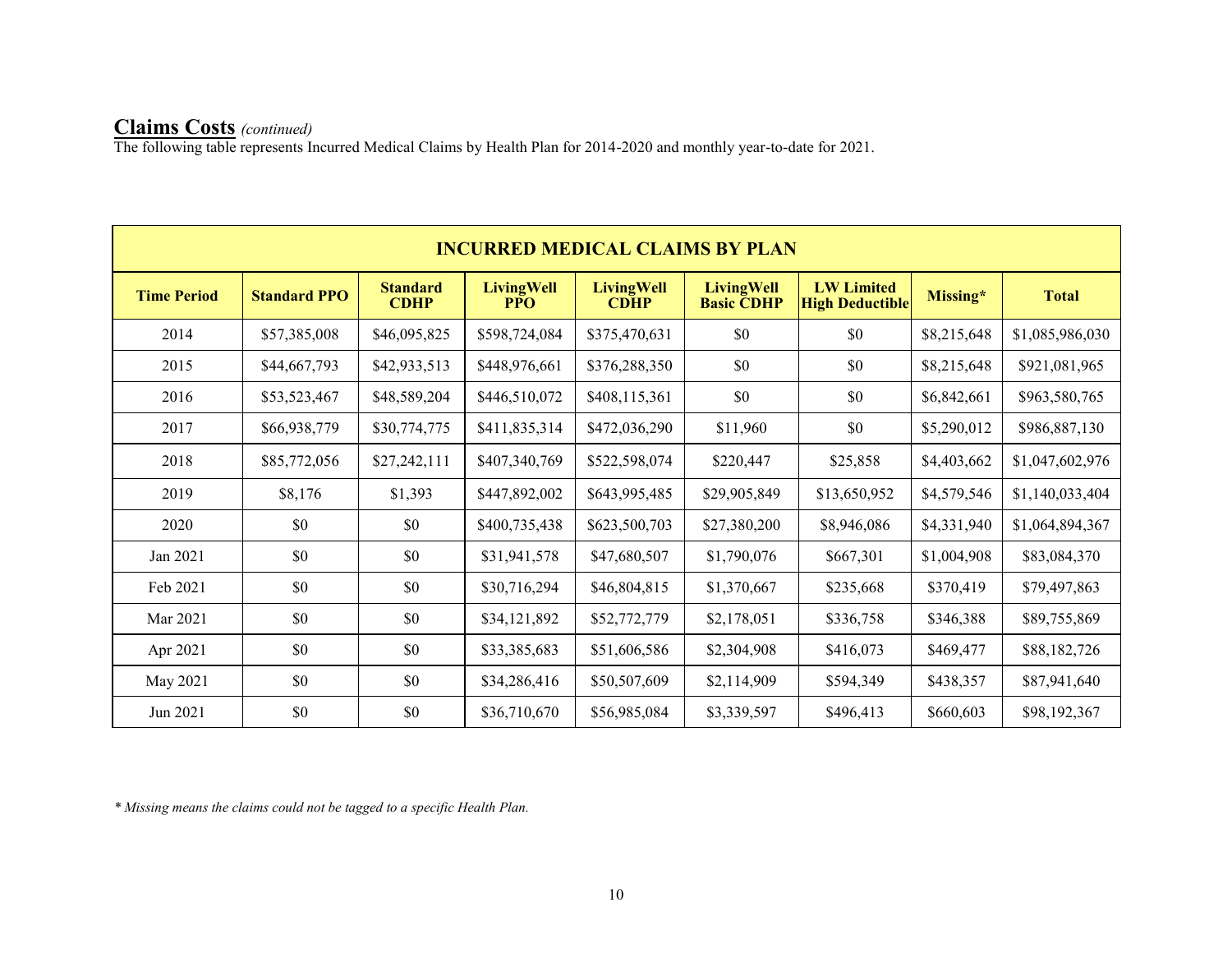## Claims Costs *(continued)*

The following table represents Incurred Medical Claims by Health Plan for 2014-2020 and monthly year-to-date for 2021.

| INCURRED MEDICAL CLAIMS BY PLAN | | | | | | | | |
|---|---|---|---|---|---|---|---|---|
| **Time Period** | **Standard PPO** | **Standard CDHP** | **LivingWell PPO** | **LivingWell CDHP** | **LivingWell Basic CDHP** | **LW Limited High Deductible** | **Missing*** | **Total** |
| 2014 | $57,385,008 | $46,095,825 | $598,724,084 | $375,470,631 | $0 | $0 | $8,215,648 | $1,085,986,030 |
| 2015 | $44,667,793 | $42,933,513 | $448,976,661 | $376,288,350 | $0 | $0 | $8,215,648 | $921,081,965 |
| 2016 | $53,523,467 | $48,589,204 | $446,510,072 | $408,115,361 | $0 | $0 | $6,842,661 | $963,580,765 |
| 2017 | $66,938,779 | $30,774,775 | $411,835,314 | $472,036,290 | $11,960 | $0 | $5,290,012 | $986,887,130 |
| 2018 | $85,772,056 | $27,242,111 | $407,340,769 | $522,598,074 | $220,447 | $25,858 | $4,403,662 | $1,047,602,976 |
| 2019 | $8,176 | $1,393 | $447,892,002 | $643,995,485 | $29,905,849 | $13,650,952 | $4,579,546 | $1,140,033,404 |
| 2020 | $0 | $0 | $400,735,438 | $623,500,703 | $27,380,200 | $8,946,086 | $4,331,940 | $1,064,894,367 |
| Jan 2021 | $0 | $0 | $31,941,578 | $47,680,507 | $1,790,076 | $667,301 | $1,004,908 | $83,084,370 |
| Feb 2021 | $0 | $0 | $30,716,294 | $46,804,815 | $1,370,667 | $235,668 | $370,419 | $79,497,863 |
| Mar 2021 | $0 | $0 | $34,121,892 | $52,772,779 | $2,178,051 | $336,758 | $346,388 | $89,755,869 |
| Apr 2021 | $0 | $0 | $33,385,683 | $51,606,586 | $2,304,908 | $416,073 | $469,477 | $88,182,726 |
| May 2021 | $0 | $0 | $34,286,416 | $50,507,609 | $2,114,909 | $594,349 | $438,357 | $87,941,640 |
| Jun 2021 | $0 | $0 | $36,710,670 | $56,985,084 | $3,339,597 | $496,413 | $660,603 | $98,192,367 |

*\* Missing means the claims could not be tagged to a specific Health Plan.*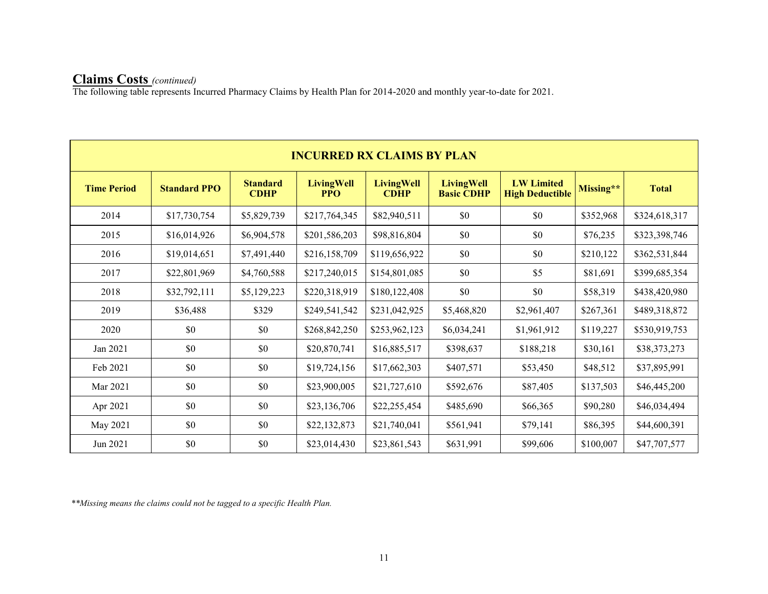## Claims Costs *(continued)*

The following table represents Incurred Pharmacy Claims by Health Plan for 2014-2020 and monthly year-to-date for 2021.

| INCURRED RX CLAIMS BY PLAN | | | | | | | | |
|---|---|---|---|---|---|---|---|---|
| **Time Period** | **Standard PPO** | **Standard CDHP** | **LivingWell PPO** | **LivingWell CDHP** | **LivingWell Basic CDHP** | **LW Limited High Deductible** | **Missing**** | **Total** |
| 2014 | $17,730,754 | $5,829,739 | $217,764,345 | $82,940,511 | $0 | $0 | $352,968 | $324,618,317 |
| 2015 | $16,014,926 | $6,904,578 | $201,586,203 | $98,816,804 | $0 | $0 | $76,235 | $323,398,746 |
| 2016 | $19,014,651 | $7,491,440 | $216,158,709 | $119,656,922 | $0 | $0 | $210,122 | $362,531,844 |
| 2017 | $22,801,969 | $4,760,588 | $217,240,015 | $154,801,085 | $0 | $5 | $81,691 | $399,685,354 |
| 2018 | $32,792,111 | $5,129,223 | $220,318,919 | $180,122,408 | $0 | $0 | $58,319 | $438,420,980 |
| 2019 | $36,488 | $329 | $249,541,542 | $231,042,925 | $5,468,820 | $2,961,407 | $267,361 | $489,318,872 |
| 2020 | $0 | $0 | $268,842,250 | $253,962,123 | $6,034,241 | $1,961,912 | $119,227 | $530,919,753 |
| Jan 2021 | $0 | $0 | $20,870,741 | $16,885,517 | $398,637 | $188,218 | $30,161 | $38,373,273 |
| Feb 2021 | $0 | $0 | $19,724,156 | $17,662,303 | $407,571 | $53,450 | $48,512 | $37,895,991 |
| Mar 2021 | $0 | $0 | $23,900,005 | $21,727,610 | $592,676 | $87,405 | $137,503 | $46,445,200 |
| Apr 2021 | $0 | $0 | $23,136,706 | $22,255,454 | $485,690 | $66,365 | $90,280 | $46,034,494 |
| May 2021 | $0 | $0 | $22,132,873 | $21,740,041 | $561,941 | $79,141 | $86,395 | $44,600,391 |
| Jun 2021 | $0 | $0 | $23,014,430 | $23,861,543 | $631,991 | $99,606 | $100,007 | $47,707,577 |

***Missing means the claims could not be tagged to a specific Health Plan.*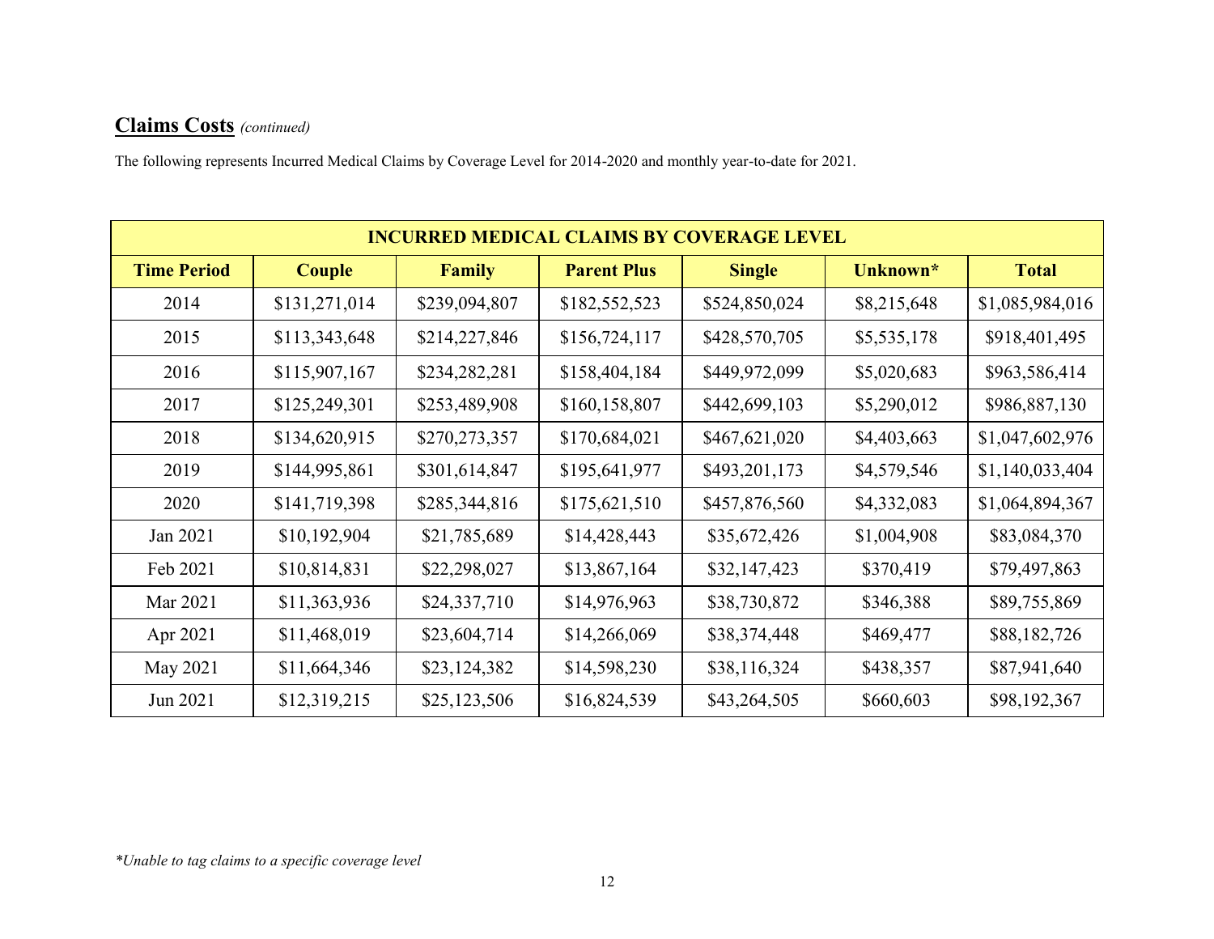## **Claims Costs** *(continued)*

The following represents Incurred Medical Claims by Coverage Level for 2014-2020 and monthly year-to-date for 2021.

| INCURRED MEDICAL CLAIMS BY COVERAGE LEVEL | | | | | | |
|---|---|---|---|---|---|---|
| **Time Period** | **Couple** | **Family** | **Parent Plus** | **Single** | **Unknown*** | **Total** |
| 2014 | $131,271,014 | $239,094,807 | $182,552,523 | $524,850,024 | $8,215,648 | $1,085,984,016 |
| 2015 | $113,343,648 | $214,227,846 | $156,724,117 | $428,570,705 | $5,535,178 | $918,401,495 |
| 2016 | $115,907,167 | $234,282,281 | $158,404,184 | $449,972,099 | $5,020,683 | $963,586,414 |
| 2017 | $125,249,301 | $253,489,908 | $160,158,807 | $442,699,103 | $5,290,012 | $986,887,130 |
| 2018 | $134,620,915 | $270,273,357 | $170,684,021 | $467,621,020 | $4,403,663 | $1,047,602,976 |
| 2019 | $144,995,861 | $301,614,847 | $195,641,977 | $493,201,173 | $4,579,546 | $1,140,033,404 |
| 2020 | $141,719,398 | $285,344,816 | $175,621,510 | $457,876,560 | $4,332,083 | $1,064,894,367 |
| Jan 2021 | $10,192,904 | $21,785,689 | $14,428,443 | $35,672,426 | $1,004,908 | $83,084,370 |
| Feb 2021 | $10,814,831 | $22,298,027 | $13,867,164 | $32,147,423 | $370,419 | $79,497,863 |
| Mar 2021 | $11,363,936 | $24,337,710 | $14,976,963 | $38,730,872 | $346,388 | $89,755,869 |
| Apr 2021 | $11,468,019 | $23,604,714 | $14,266,069 | $38,374,448 | $469,477 | $88,182,726 |
| May 2021 | $11,664,346 | $23,124,382 | $14,598,230 | $38,116,324 | $438,357 | $87,941,640 |
| Jun 2021 | $12,319,215 | $25,123,506 | $16,824,539 | $43,264,505 | $660,603 | $98,192,367 |

*\*Unable to tag claims to a specific coverage level*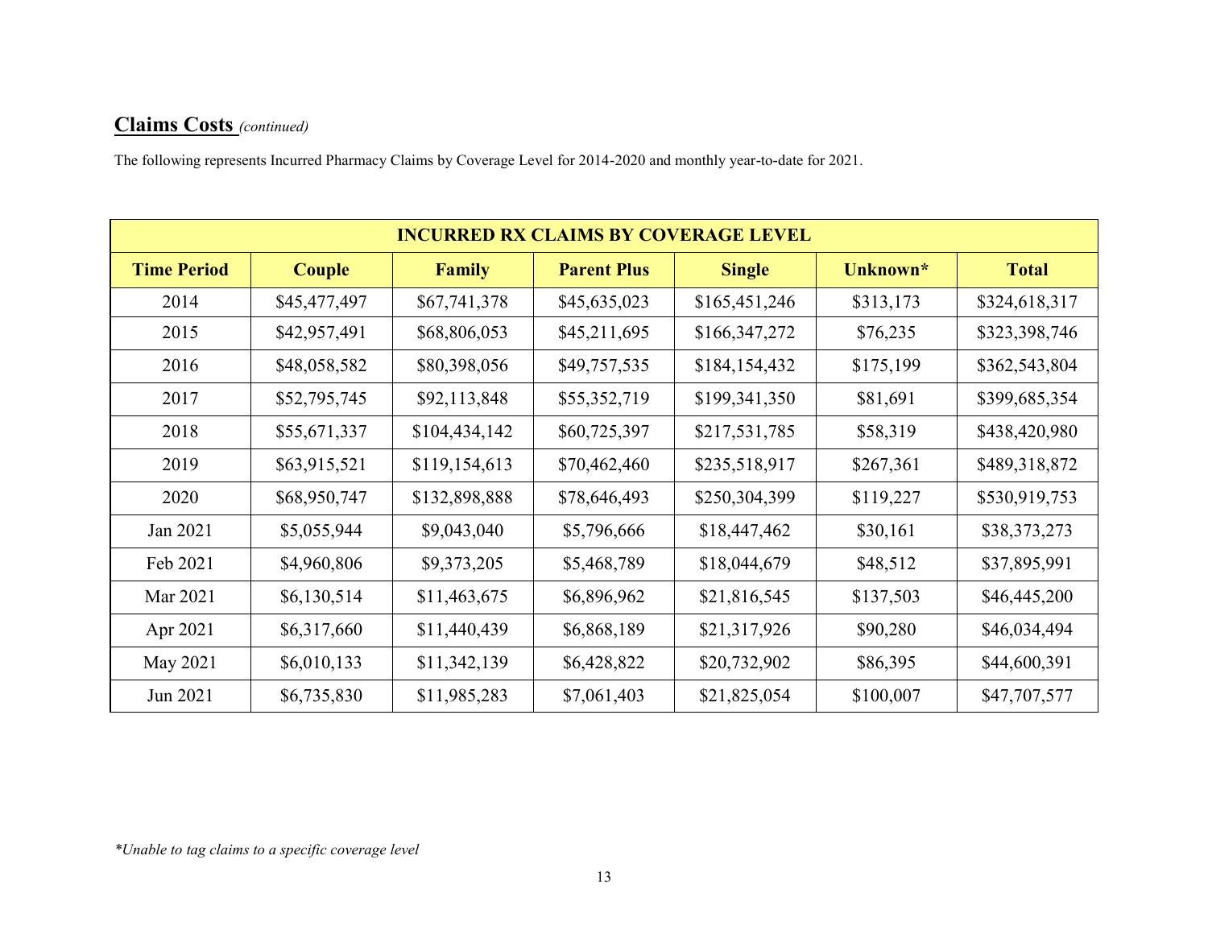## Claims Costs *(continued)*

The following represents Incurred Pharmacy Claims by Coverage Level for 2014-2020 and monthly year-to-date for 2021.

| INCURRED RX CLAIMS BY COVERAGE LEVEL | | | | | | |
|---|---|---|---|---|---|---|
| **Time Period** | **Couple** | **Family** | **Parent Plus** | **Single** | **Unknown*** | **Total** |
| 2014 | $45,477,497 | $67,741,378 | $45,635,023 | $165,451,246 | $313,173 | $324,618,317 |
| 2015 | $42,957,491 | $68,806,053 | $45,211,695 | $166,347,272 | $76,235 | $323,398,746 |
| 2016 | $48,058,582 | $80,398,056 | $49,757,535 | $184,154,432 | $175,199 | $362,543,804 |
| 2017 | $52,795,745 | $92,113,848 | $55,352,719 | $199,341,350 | $81,691 | $399,685,354 |
| 2018 | $55,671,337 | $104,434,142 | $60,725,397 | $217,531,785 | $58,319 | $438,420,980 |
| 2019 | $63,915,521 | $119,154,613 | $70,462,460 | $235,518,917 | $267,361 | $489,318,872 |
| 2020 | $68,950,747 | $132,898,888 | $78,646,493 | $250,304,399 | $119,227 | $530,919,753 |
| Jan 2021 | $5,055,944 | $9,043,040 | $5,796,666 | $18,447,462 | $30,161 | $38,373,273 |
| Feb 2021 | $4,960,806 | $9,373,205 | $5,468,789 | $18,044,679 | $48,512 | $37,895,991 |
| Mar 2021 | $6,130,514 | $11,463,675 | $6,896,962 | $21,816,545 | $137,503 | $46,445,200 |
| Apr 2021 | $6,317,660 | $11,440,439 | $6,868,189 | $21,317,926 | $90,280 | $46,034,494 |
| May 2021 | $6,010,133 | $11,342,139 | $6,428,822 | $20,732,902 | $86,395 | $44,600,391 |
| Jun 2021 | $6,735,830 | $11,985,283 | $7,061,403 | $21,825,054 | $100,007 | $47,707,577 |

*\*Unable to tag claims to a specific coverage level*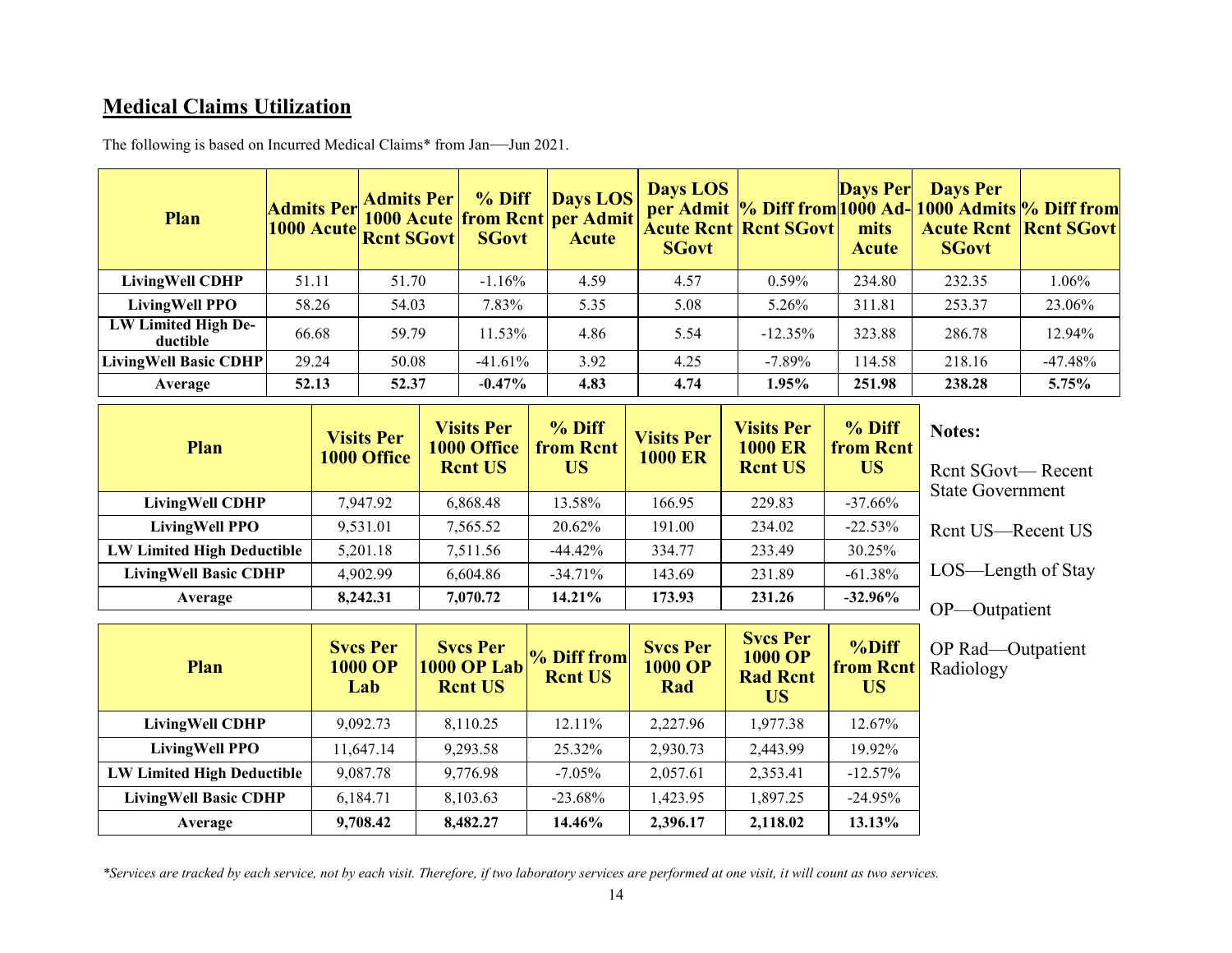## Medical Claims Utilization

The following is based on Incurred Medical Claims* from Jan—Jun 2021.

| Plan | Admits Per 1000 Acute | Admits Per 1000 Acute Rcnt SGovt | % Diff from Rcnt SGovt | Days LOS per Admit Acute | Days LOS per Admit Acute Rcnt SGovt | % Diff from Rcnt SGovt | Days Per 1000 Admits Acute | Days Per 1000 Admits Acute Rcnt SGovt | % Diff from Rcnt SGovt |
|---|---|---|---|---|---|---|---|---|---|
| **LivingWell CDHP** | 51.11 | 51.70 | -1.16% | 4.59 | 4.57 | 0.59% | 234.80 | 232.35 | 1.06% |
| **LivingWell PPO** | 58.26 | 54.03 | 7.83% | 5.35 | 5.08 | 5.26% | 311.81 | 253.37 | 23.06% |
| **LW Limited High Deductible** | 66.68 | 59.79 | 11.53% | 4.86 | 5.54 | -12.35% | 323.88 | 286.78 | 12.94% |
| **LivingWell Basic CDHP** | 29.24 | 50.08 | -41.61% | 3.92 | 4.25 | -7.89% | 114.58 | 218.16 | -47.48% |
| **Average** | **52.13** | **52.37** | **-0.47%** | **4.83** | **4.74** | **1.95%** | **251.98** | **238.28** | **5.75%** |

| Plan | Visits Per 1000 Office | Visits Per 1000 Office Rcnt US | % Diff from Rcnt US | Visits Per 1000 ER | Visits Per 1000 ER Rcnt US | % Diff from Rcnt US |
|---|---|---|---|---|---|---|
| **LivingWell CDHP** | 7,947.92 | 6,868.48 | 13.58% | 166.95 | 229.83 | -37.66% |
| **LivingWell PPO** | 9,531.01 | 7,565.52 | 20.62% | 191.00 | 234.02 | -22.53% |
| **LW Limited High Deductible** | 5,201.18 | 7,511.56 | -44.42% | 334.77 | 233.49 | 30.25% |
| **LivingWell Basic CDHP** | 4,902.99 | 6,604.86 | -34.71% | 143.69 | 231.89 | -61.38% |
| **Average** | **8,242.31** | **7,070.72** | **14.21%** | **173.93** | **231.26** | **-32.96%** |

| Plan | Svcs Per 1000 OP Lab | Svcs Per 1000 OP Lab Rcnt US | % Diff from Rcnt US | Svcs Per 1000 OP Rad | Svcs Per 1000 OP Rad Rcnt US | %Diff from Rcnt US |
|---|---|---|---|---|---|---|
| **LivingWell CDHP** | 9,092.73 | 8,110.25 | 12.11% | 2,227.96 | 1,977.38 | 12.67% |
| **LivingWell PPO** | 11,647.14 | 9,293.58 | 25.32% | 2,930.73 | 2,443.99 | 19.92% |
| **LW Limited High Deductible** | 9,087.78 | 9,776.98 | -7.05% | 2,057.61 | 2,353.41 | -12.57% |
| **LivingWell Basic CDHP** | 6,184.71 | 8,103.63 | -23.68% | 1,423.95 | 1,897.25 | -24.95% |
| **Average** | **9,708.42** | **8,482.27** | **14.46%** | **2,396.17** | **2,118.02** | **13.13%** |

**Notes:**

Rcnt SGovt— Recent State Government

Rcnt US—Recent US

LOS—Length of Stay

OP—Outpatient

OP Rad—Outpatient Radiology

*\*Services are tracked by each service, not by each visit. Therefore, if two laboratory services are performed at one visit, it will count as two services.*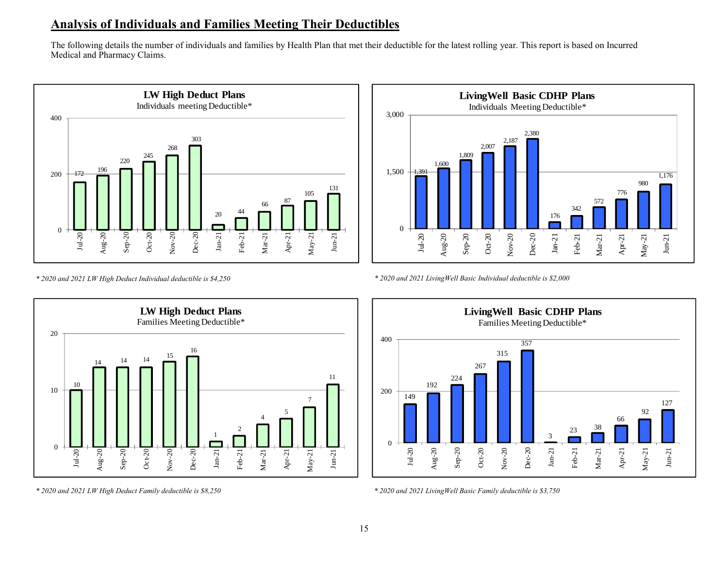## Analysis of Individuals and Families Meeting Their Deductibles

The following details the number of individuals and families by Health Plan that met their deductible for the latest rolling year. This report is based on Incurred Medical and Pharmacy Claims.

**LW High Deduct Plans**
Individuals meeting Deductible*

| Month | Individuals |
|---|---|
| Jul-20 | 172 |
| Aug-20 | 196 |
| Sep-20 | 220 |
| Oct-20 | 245 |
| Nov-20 | 268 |
| Dec-20 | 303 |
| Jan-21 | 20 |
| Feb-21 | 44 |
| Mar-21 | 66 |
| Apr-21 | 87 |
| May-21 | 105 |
| Jun-21 | 131 |

*\* 2020 and 2021 LW High Deduct Individual deductible is $4,250*

**LivingWell Basic CDHP Plans**
Individuals Meeting Deductible*

| Month | Individuals |
|---|---|
| Jul-20 | 1,391 |
| Aug-20 | 1,600 |
| Sep-20 | 1,809 |
| Oct-20 | 2,007 |
| Nov-20 | 2,187 |
| Dec-20 | 2,380 |
| Jan-21 | 176 |
| Feb-21 | 342 |
| Mar-21 | 572 |
| Apr-21 | 776 |
| May-21 | 980 |
| Jun-21 | 1,176 |

*\* 2020 and 2021 LivingWell Basic Individual deductible is $2,000*

**LW High Deduct Plans**
Families Meeting Deductible*

| Month | Families |
|---|---|
| Jul-20 | 10 |
| Aug-20 | 14 |
| Sep-20 | 14 |
| Oct-20 | 14 |
| Nov-20 | 15 |
| Dec-20 | 16 |
| Jan-21 | 1 |
| Feb-21 | 2 |
| Mar-21 | 4 |
| Apr-21 | 5 |
| May-21 | 7 |
| Jun-21 | 11 |

*\* 2020 and 2021 LW High Deduct Family deductible is $8,250*

**LivingWell Basic CDHP Plans**
Families Meeting Deductible*

| Month | Families |
|---|---|
| Jul-20 | 149 |
| Aug-20 | 192 |
| Sep-20 | 224 |
| Oct-20 | 267 |
| Nov-20 | 315 |
| Dec-20 | 357 |
| Jan-21 | 3 |
| Feb-21 | 23 |
| Mar-21 | 38 |
| Apr-21 | 66 |
| May-21 | 92 |
| Jun-21 | 127 |

*\* 2020 and 2021 LivingWell Basic Family deductible is $3,750*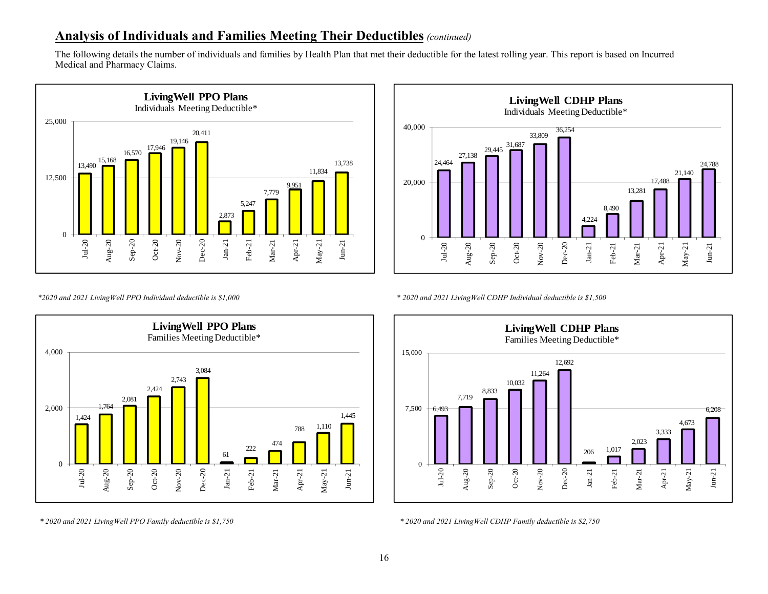## Analysis of Individuals and Families Meeting Their Deductibles *(continued)*

The following details the number of individuals and families by Health Plan that met their deductible for the latest rolling year. This report is based on Incurred Medical and Pharmacy Claims.

**LivingWell PPO Plans**
Individuals Meeting Deductible*

| Month | Individuals |
|---|---|
| Jul-20 | 13,490 |
| Aug-20 | 15,168 |
| Sep-20 | 16,570 |
| Oct-20 | 17,946 |
| Nov-20 | 19,146 |
| Dec-20 | 20,411 |
| Jan-21 | 2,873 |
| Feb-21 | 5,247 |
| Mar-21 | 7,779 |
| Apr-21 | 9,951 |
| May-21 | 11,834 |
| Jun-21 | 13,738 |

*\*2020 and 2021 LivingWell PPO Individual deductible is $1,000*

**LivingWell CDHP Plans**
Individuals Meeting Deductible*

| Month | Individuals |
|---|---|
| Jul-20 | 24,464 |
| Aug-20 | 27,138 |
| Sep-20 | 29,445 |
| Oct-20 | 31,687 |
| Nov-20 | 33,809 |
| Dec-20 | 36,254 |
| Jan-21 | 4,224 |
| Feb-21 | 8,490 |
| Mar-21 | 13,281 |
| Apr-21 | 17,488 |
| May-21 | 21,140 |
| Jun-21 | 24,788 |

*\* 2020 and 2021 LivingWell CDHP Individual deductible is $1,500*

**LivingWell PPO Plans**
Families Meeting Deductible*

| Month | Families |
|---|---|
| Jul-20 | 1,424 |
| Aug-20 | 1,764 |
| Sep-20 | 2,081 |
| Oct-20 | 2,424 |
| Nov-20 | 2,743 |
| Dec-20 | 3,084 |
| Jan-21 | 61 |
| Feb-21 | 222 |
| Mar-21 | 474 |
| Apr-21 | 788 |
| May-21 | 1,110 |
| Jun-21 | 1,445 |

*\* 2020 and 2021 LivingWell PPO Family deductible is $1,750*

**LivingWell CDHP Plans**
Families Meeting Deductible*

| Month | Families |
|---|---|
| Jul-20 | 6,493 |
| Aug-20 | 7,719 |
| Sep-20 | 8,833 |
| Oct-20 | 10,032 |
| Nov-20 | 11,264 |
| Dec-20 | 12,692 |
| Jan-21 | 206 |
| Feb-21 | 1,017 |
| Mar-21 | 2,023 |
| Apr-21 | 3,333 |
| May-21 | 4,673 |
| Jun-21 | 6,208 |

*\* 2020 and 2021 LivingWell CDHP Family deductible is $2,750*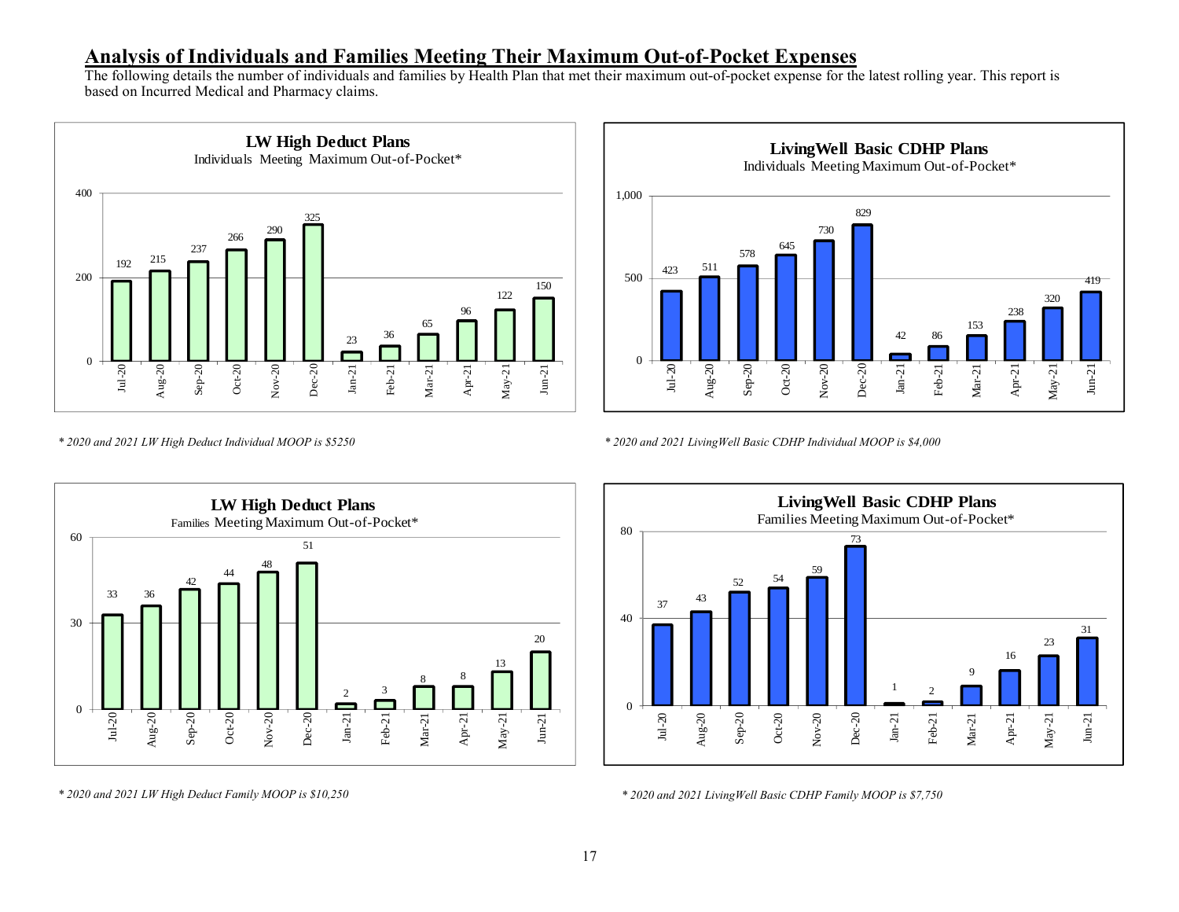## Analysis of Individuals and Families Meeting Their Maximum Out-of-Pocket Expenses

The following details the number of individuals and families by Health Plan that met their maximum out-of-pocket expense for the latest rolling year. This report is based on Incurred Medical and Pharmacy claims.

**LW High Deduct Plans**
Individuals Meeting Maximum Out-of-Pocket*

| Jul-20 | Aug-20 | Sep-20 | Oct-20 | Nov-20 | Dec-20 | Jan-21 | Feb-21 | Mar-21 | Apr-21 | May-21 | Jun-21 |
|---|---|---|---|---|---|---|---|---|---|---|---|
| 192 | 215 | 237 | 266 | 290 | 325 | 23 | 36 | 65 | 96 | 122 | 150 |

*\* 2020 and 2021 LW High Deduct Individual MOOP is $5250*

**LivingWell Basic CDHP Plans**
Individuals Meeting Maximum Out-of-Pocket*

| Jul-20 | Aug-20 | Sep-20 | Oct-20 | Nov-20 | Dec-20 | Jan-21 | Feb-21 | Mar-21 | Apr-21 | May-21 | Jun-21 |
|---|---|---|---|---|---|---|---|---|---|---|---|
| 423 | 511 | 578 | 645 | 730 | 829 | 42 | 86 | 153 | 238 | 320 | 419 |

*\* 2020 and 2021 LivingWell Basic CDHP Individual MOOP is $4,000*

**LW High Deduct Plans**
Families Meeting Maximum Out-of-Pocket*

| Jul-20 | Aug-20 | Sep-20 | Oct-20 | Nov-20 | Dec-20 | Jan-21 | Feb-21 | Mar-21 | Apr-21 | May-21 | Jun-21 |
|---|---|---|---|---|---|---|---|---|---|---|---|
| 33 | 36 | 42 | 44 | 48 | 51 | 2 | 3 | 8 | 8 | 13 | 20 |

*\* 2020 and 2021 LW High Deduct Family MOOP is $10,250*

**LivingWell Basic CDHP Plans**
Families Meeting Maximum Out-of-Pocket*

| Jul-20 | Aug-20 | Sep-20 | Oct-20 | Nov-20 | Dec-20 | Jan-21 | Feb-21 | Mar-21 | Apr-21 | May-21 | Jun-21 |
|---|---|---|---|---|---|---|---|---|---|---|---|
| 37 | 43 | 52 | 54 | 59 | 73 | 1 | 2 | 9 | 16 | 23 | 31 |

*\* 2020 and 2021 LivingWell Basic CDHP Family MOOP is $7,750*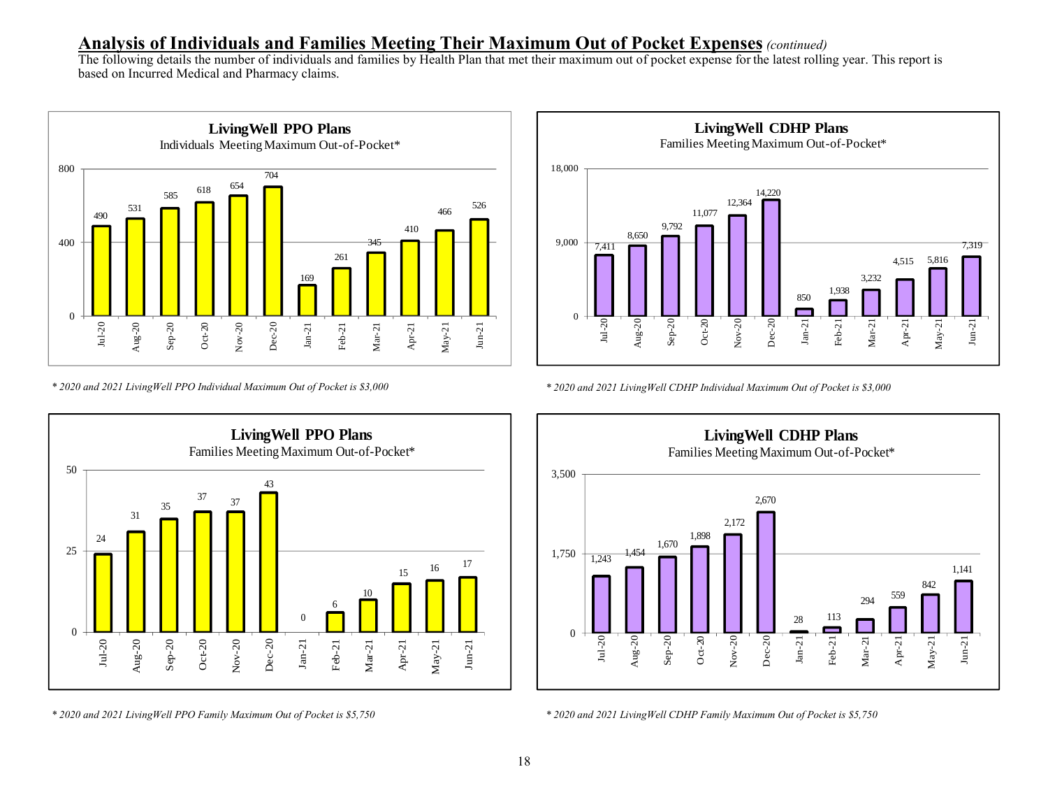## Analysis of Individuals and Families Meeting Their Maximum Out of Pocket Expenses *(continued)*

The following details the number of individuals and families by Health Plan that met their maximum out of pocket expense for the latest rolling year. This report is based on Incurred Medical and Pharmacy claims.

**LivingWell PPO Plans**
Individuals Meeting Maximum Out-of-Pocket*

| Jul-20 | Aug-20 | Sep-20 | Oct-20 | Nov-20 | Dec-20 | Jan-21 | Feb-21 | Mar-21 | Apr-21 | May-21 | Jun-21 |
|---|---|---|---|---|---|---|---|---|---|---|---|
| 490 | 531 | 585 | 618 | 654 | 704 | 169 | 261 | 345 | 410 | 466 | 526 |

*\* 2020 and 2021 LivingWell PPO Individual Maximum Out of Pocket is $3,000*

**LivingWell CDHP Plans**
Families Meeting Maximum Out-of-Pocket*

| Jul-20 | Aug-20 | Sep-20 | Oct-20 | Nov-20 | Dec-20 | Jan-21 | Feb-21 | Mar-21 | Apr-21 | May-21 | Jun-21 |
|---|---|---|---|---|---|---|---|---|---|---|---|
| 7,411 | 8,650 | 9,792 | 11,077 | 12,364 | 14,220 | 850 | 1,938 | 3,232 | 4,515 | 5,816 | 7,319 |

*\* 2020 and 2021 LivingWell CDHP Individual Maximum Out of Pocket is $3,000*

**LivingWell PPO Plans**
Families Meeting Maximum Out-of-Pocket*

| Jul-20 | Aug-20 | Sep-20 | Oct-20 | Nov-20 | Dec-20 | Jan-21 | Feb-21 | Mar-21 | Apr-21 | May-21 | Jun-21 |
|---|---|---|---|---|---|---|---|---|---|---|---|
| 24 | 31 | 35 | 37 | 37 | 43 | 0 | 6 | 10 | 15 | 16 | 17 |

*\* 2020 and 2021 LivingWell PPO Family Maximum Out of Pocket is $5,750*

**LivingWell CDHP Plans**
Families Meeting Maximum Out-of-Pocket*

| Jul-20 | Aug-20 | Sep-20 | Oct-20 | Nov-20 | Dec-20 | Jan-21 | Feb-21 | Mar-21 | Apr-21 | May-21 | Jun-21 |
|---|---|---|---|---|---|---|---|---|---|---|---|
| 1,243 | 1,454 | 1,670 | 1,898 | 2,172 | 2,670 | 28 | 113 | 294 | 559 | 842 | 1,141 |

*\* 2020 and 2021 LivingWell CDHP Family Maximum Out of Pocket is $5,750*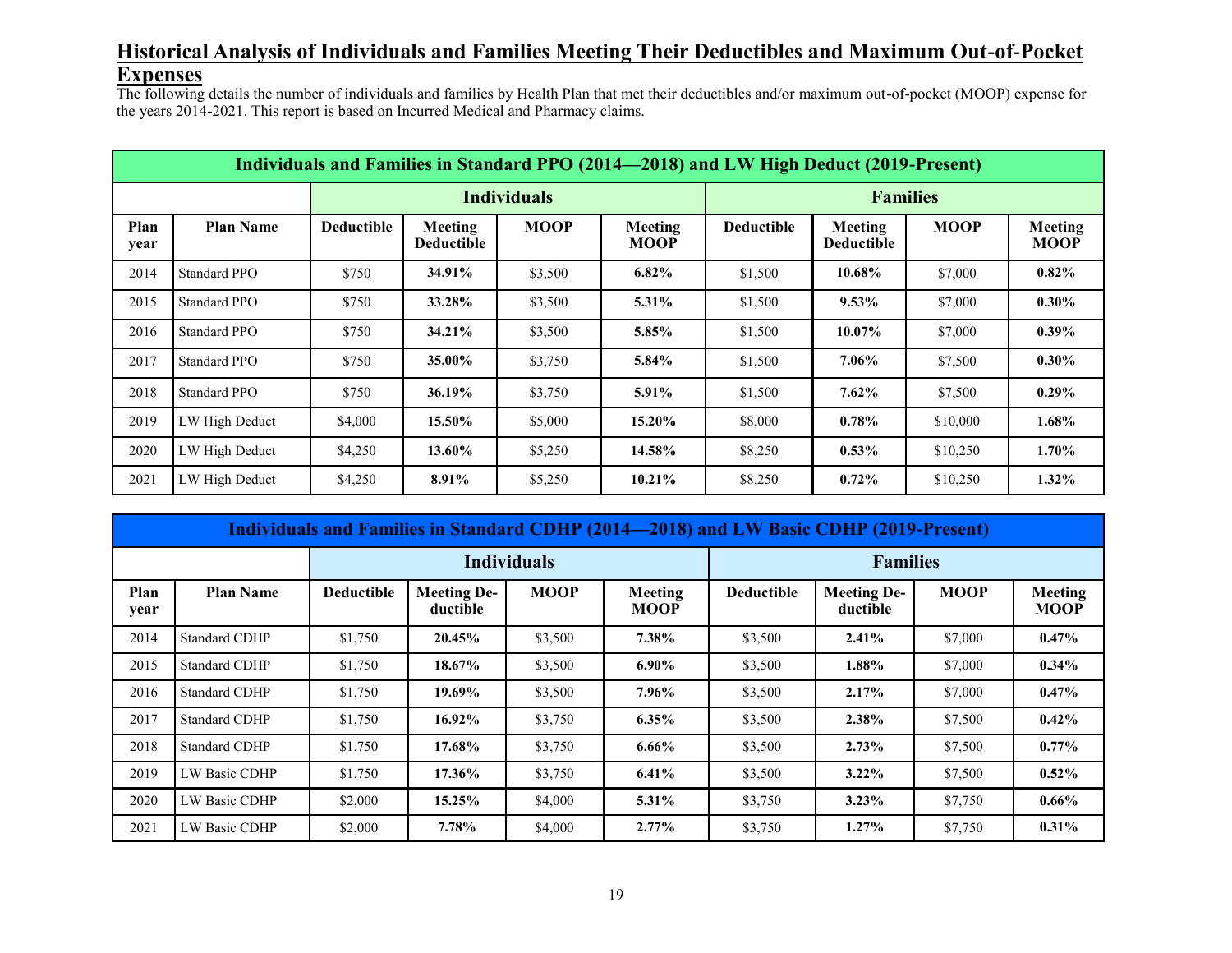## Historical Analysis of Individuals and Families Meeting Their Deductibles and Maximum Out-of-Pocket Expenses

The following details the number of individuals and families by Health Plan that met their deductibles and/or maximum out-of-pocket (MOOP) expense for the years 2014-2021. This report is based on Incurred Medical and Pharmacy claims.

| Individuals and Families in Standard PPO (2014—2018) and LW High Deduct (2019-Present) | | | | | | | | | |
|---|---|---|---|---|---|---|---|---|---|
| | | Individuals | | | | Families | | | |
| Plan year | Plan Name | Deductible | Meeting Deductible | MOOP | Meeting MOOP | Deductible | Meeting Deductible | MOOP | Meeting MOOP |
| 2014 | Standard PPO | $750 | **34.91%** | $3,500 | **6.82%** | $1,500 | **10.68%** | $7,000 | **0.82%** |
| 2015 | Standard PPO | $750 | **33.28%** | $3,500 | **5.31%** | $1,500 | **9.53%** | $7,000 | **0.30%** |
| 2016 | Standard PPO | $750 | **34.21%** | $3,500 | **5.85%** | $1,500 | **10.07%** | $7,000 | **0.39%** |
| 2017 | Standard PPO | $750 | **35.00%** | $3,750 | **5.84%** | $1,500 | **7.06%** | $7,500 | **0.30%** |
| 2018 | Standard PPO | $750 | **36.19%** | $3,750 | **5.91%** | $1,500 | **7.62%** | $7,500 | **0.29%** |
| 2019 | LW High Deduct | $4,000 | **15.50%** | $5,000 | **15.20%** | $8,000 | **0.78%** | $10,000 | **1.68%** |
| 2020 | LW High Deduct | $4,250 | **13.60%** | $5,250 | **14.58%** | $8,250 | **0.53%** | $10,250 | **1.70%** |
| 2021 | LW High Deduct | $4,250 | **8.91%** | $5,250 | **10.21%** | $8,250 | **0.72%** | $10,250 | **1.32%** |

| Individuals and Families in Standard CDHP (2014—2018) and LW Basic CDHP (2019-Present) | | | | | | | | | |
|---|---|---|---|---|---|---|---|---|---|
| | | Individuals | | | | Families | | | |
| Plan year | Plan Name | Deductible | Meeting Deductible | MOOP | Meeting MOOP | Deductible | Meeting Deductible | MOOP | Meeting MOOP |
| 2014 | Standard CDHP | $1,750 | **20.45%** | $3,500 | **7.38%** | $3,500 | **2.41%** | $7,000 | **0.47%** |
| 2015 | Standard CDHP | $1,750 | **18.67%** | $3,500 | **6.90%** | $3,500 | **1.88%** | $7,000 | **0.34%** |
| 2016 | Standard CDHP | $1,750 | **19.69%** | $3,500 | **7.96%** | $3,500 | **2.17%** | $7,000 | **0.47%** |
| 2017 | Standard CDHP | $1,750 | **16.92%** | $3,750 | **6.35%** | $3,500 | **2.38%** | $7,500 | **0.42%** |
| 2018 | Standard CDHP | $1,750 | **17.68%** | $3,750 | **6.66%** | $3,500 | **2.73%** | $7,500 | **0.77%** |
| 2019 | LW Basic CDHP | $1,750 | **17.36%** | $3,750 | **6.41%** | $3,500 | **3.22%** | $7,500 | **0.52%** |
| 2020 | LW Basic CDHP | $2,000 | **15.25%** | $4,000 | **5.31%** | $3,750 | **3.23%** | $7,750 | **0.66%** |
| 2021 | LW Basic CDHP | $2,000 | **7.78%** | $4,000 | **2.77%** | $3,750 | **1.27%** | $7,750 | **0.31%** |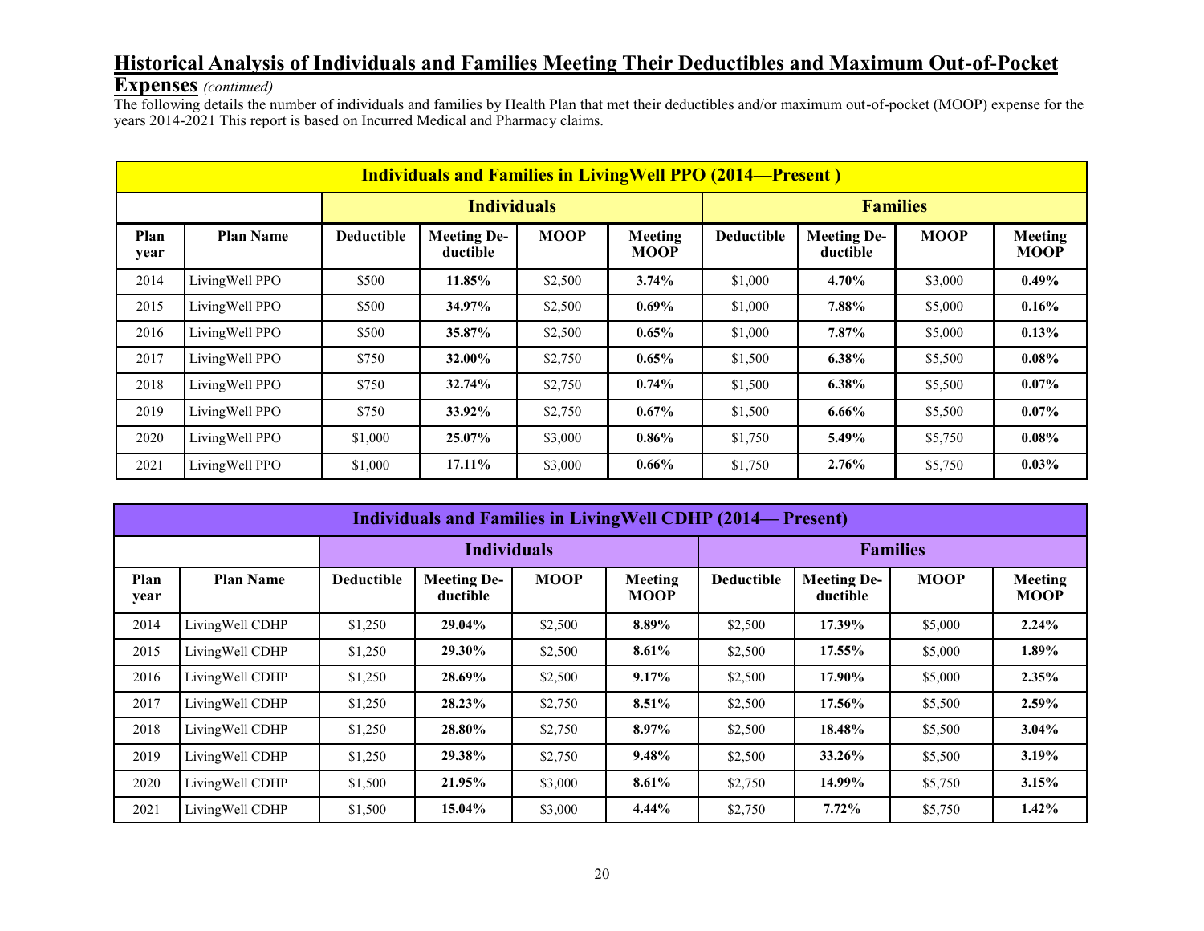## Historical Analysis of Individuals and Families Meeting Their Deductibles and Maximum Out-of-Pocket Expenses *(continued)*

The following details the number of individuals and families by Health Plan that met their deductibles and/or maximum out-of-pocket (MOOP) expense for the years 2014-2021 This report is based on Incurred Medical and Pharmacy claims.

| Individuals and Families in LivingWell PPO (2014—Present ) | | | | | | | | | |
|---|---|---|---|---|---|---|---|---|---|
| | | Individuals | | | | Families | | | |
| Plan year | Plan Name | Deductible | Meeting Deductible | MOOP | Meeting MOOP | Deductible | Meeting Deductible | MOOP | Meeting MOOP |
| 2014 | LivingWell PPO | $500 | **11.85%** | $2,500 | **3.74%** | $1,000 | **4.70%** | $3,000 | **0.49%** |
| 2015 | LivingWell PPO | $500 | **34.97%** | $2,500 | **0.69%** | $1,000 | **7.88%** | $5,000 | **0.16%** |
| 2016 | LivingWell PPO | $500 | **35.87%** | $2,500 | **0.65%** | $1,000 | **7.87%** | $5,000 | **0.13%** |
| 2017 | LivingWell PPO | $750 | **32.00%** | $2,750 | **0.65%** | $1,500 | **6.38%** | $5,500 | **0.08%** |
| 2018 | LivingWell PPO | $750 | **32.74%** | $2,750 | **0.74%** | $1,500 | **6.38%** | $5,500 | **0.07%** |
| 2019 | LivingWell PPO | $750 | **33.92%** | $2,750 | **0.67%** | $1,500 | **6.66%** | $5,500 | **0.07%** |
| 2020 | LivingWell PPO | $1,000 | **25.07%** | $3,000 | **0.86%** | $1,750 | **5.49%** | $5,750 | **0.08%** |
| 2021 | LivingWell PPO | $1,000 | **17.11%** | $3,000 | **0.66%** | $1,750 | **2.76%** | $5,750 | **0.03%** |

| Individuals and Families in LivingWell CDHP (2014— Present) | | | | | | | | | |
|---|---|---|---|---|---|---|---|---|---|
| | | Individuals | | | | Families | | | |
| Plan year | Plan Name | Deductible | Meeting Deductible | MOOP | Meeting MOOP | Deductible | Meeting Deductible | MOOP | Meeting MOOP |
| 2014 | LivingWell CDHP | $1,250 | **29.04%** | $2,500 | **8.89%** | $2,500 | **17.39%** | $5,000 | **2.24%** |
| 2015 | LivingWell CDHP | $1,250 | **29.30%** | $2,500 | **8.61%** | $2,500 | **17.55%** | $5,000 | **1.89%** |
| 2016 | LivingWell CDHP | $1,250 | **28.69%** | $2,500 | **9.17%** | $2,500 | **17.90%** | $5,000 | **2.35%** |
| 2017 | LivingWell CDHP | $1,250 | **28.23%** | $2,750 | **8.51%** | $2,500 | **17.56%** | $5,500 | **2.59%** |
| 2018 | LivingWell CDHP | $1,250 | **28.80%** | $2,750 | **8.97%** | $2,500 | **18.48%** | $5,500 | **3.04%** |
| 2019 | LivingWell CDHP | $1,250 | **29.38%** | $2,750 | **9.48%** | $2,500 | **33.26%** | $5,500 | **3.19%** |
| 2020 | LivingWell CDHP | $1,500 | **21.95%** | $3,000 | **8.61%** | $2,750 | **14.99%** | $5,750 | **3.15%** |
| 2021 | LivingWell CDHP | $1,500 | **15.04%** | $3,000 | **4.44%** | $2,750 | **7.72%** | $5,750 | **1.42%** |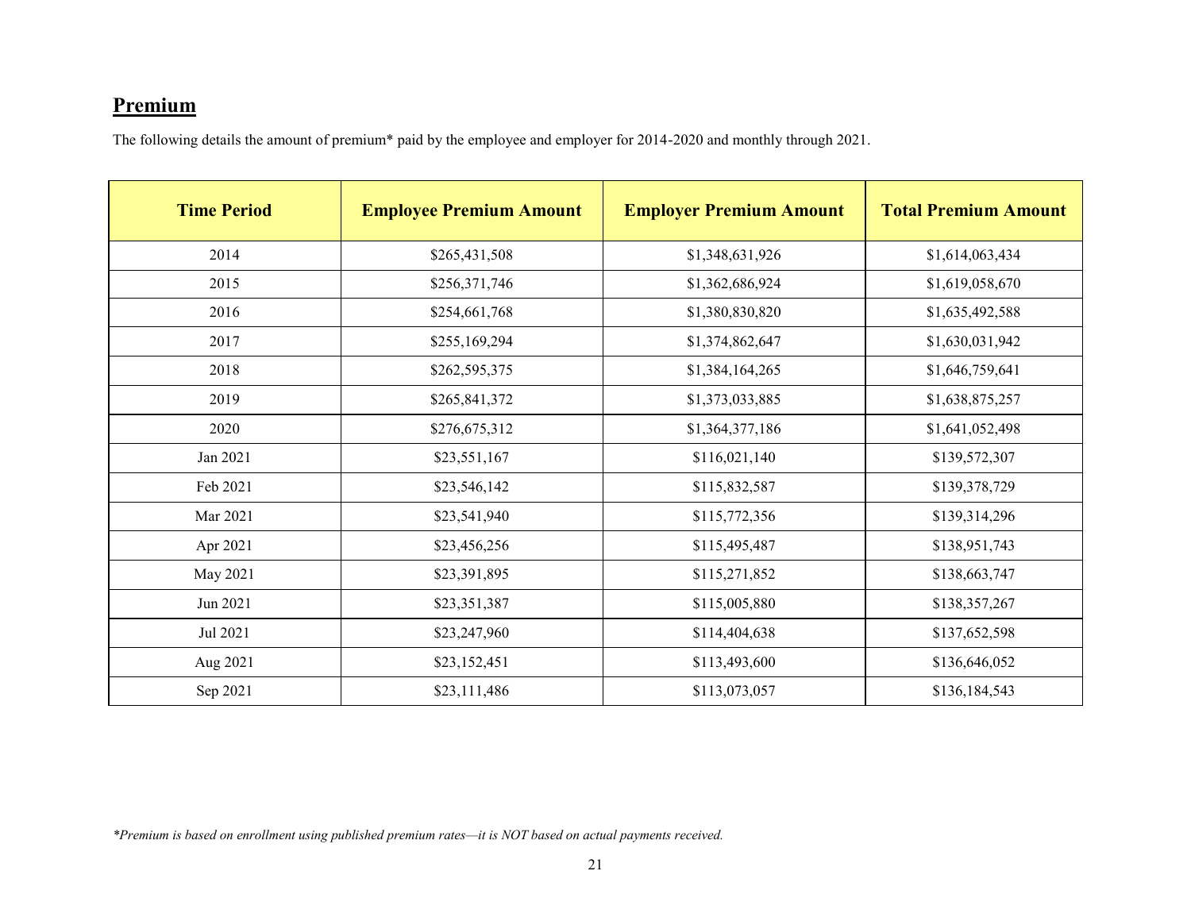## Premium

The following details the amount of premium* paid by the employee and employer for 2014-2020 and monthly through 2021.

| Time Period | Employee Premium Amount | Employer Premium Amount | Total Premium Amount |
|---|---|---|---|
| 2014 | $265,431,508 | $1,348,631,926 | $1,614,063,434 |
| 2015 | $256,371,746 | $1,362,686,924 | $1,619,058,670 |
| 2016 | $254,661,768 | $1,380,830,820 | $1,635,492,588 |
| 2017 | $255,169,294 | $1,374,862,647 | $1,630,031,942 |
| 2018 | $262,595,375 | $1,384,164,265 | $1,646,759,641 |
| 2019 | $265,841,372 | $1,373,033,885 | $1,638,875,257 |
| 2020 | $276,675,312 | $1,364,377,186 | $1,641,052,498 |
| Jan 2021 | $23,551,167 | $116,021,140 | $139,572,307 |
| Feb 2021 | $23,546,142 | $115,832,587 | $139,378,729 |
| Mar 2021 | $23,541,940 | $115,772,356 | $139,314,296 |
| Apr 2021 | $23,456,256 | $115,495,487 | $138,951,743 |
| May 2021 | $23,391,895 | $115,271,852 | $138,663,747 |
| Jun 2021 | $23,351,387 | $115,005,880 | $138,357,267 |
| Jul 2021 | $23,247,960 | $114,404,638 | $137,652,598 |
| Aug 2021 | $23,152,451 | $113,493,600 | $136,646,052 |
| Sep 2021 | $23,111,486 | $113,073,057 | $136,184,543 |

*Premium is based on enrollment using published premium rates—it is NOT based on actual payments received.*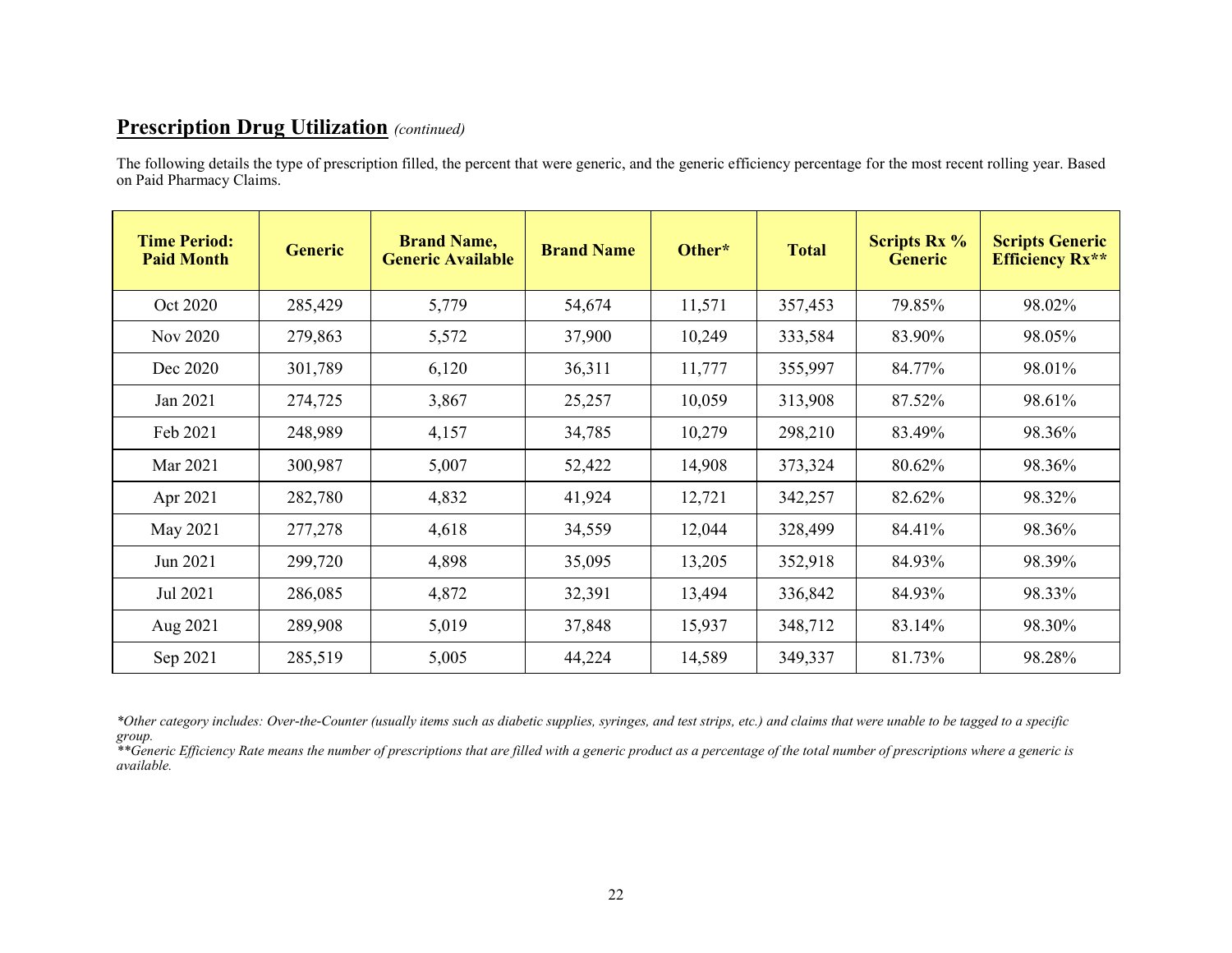## **Prescription Drug Utilization** *(continued)*

The following details the type of prescription filled, the percent that were generic, and the generic efficiency percentage for the most recent rolling year. Based on Paid Pharmacy Claims.

| Time Period: Paid Month | Generic | Brand Name, Generic Available | Brand Name | Other* | Total | Scripts Rx % Generic | Scripts Generic Efficiency Rx** |
|---|---|---|---|---|---|---|---|
| Oct 2020 | 285,429 | 5,779 | 54,674 | 11,571 | 357,453 | 79.85% | 98.02% |
| Nov 2020 | 279,863 | 5,572 | 37,900 | 10,249 | 333,584 | 83.90% | 98.05% |
| Dec 2020 | 301,789 | 6,120 | 36,311 | 11,777 | 355,997 | 84.77% | 98.01% |
| Jan 2021 | 274,725 | 3,867 | 25,257 | 10,059 | 313,908 | 87.52% | 98.61% |
| Feb 2021 | 248,989 | 4,157 | 34,785 | 10,279 | 298,210 | 83.49% | 98.36% |
| Mar 2021 | 300,987 | 5,007 | 52,422 | 14,908 | 373,324 | 80.62% | 98.36% |
| Apr 2021 | 282,780 | 4,832 | 41,924 | 12,721 | 342,257 | 82.62% | 98.32% |
| May 2021 | 277,278 | 4,618 | 34,559 | 12,044 | 328,499 | 84.41% | 98.36% |
| Jun 2021 | 299,720 | 4,898 | 35,095 | 13,205 | 352,918 | 84.93% | 98.39% |
| Jul 2021 | 286,085 | 4,872 | 32,391 | 13,494 | 336,842 | 84.93% | 98.33% |
| Aug 2021 | 289,908 | 5,019 | 37,848 | 15,937 | 348,712 | 83.14% | 98.30% |
| Sep 2021 | 285,519 | 5,005 | 44,224 | 14,589 | 349,337 | 81.73% | 98.28% |

*\*Other category includes: Over-the-Counter (usually items such as diabetic supplies, syringes, and test strips, etc.) and claims that were unable to be tagged to a specific group.*
*\*\*Generic Efficiency Rate means the number of prescriptions that are filled with a generic product as a percentage of the total number of prescriptions where a generic is available.*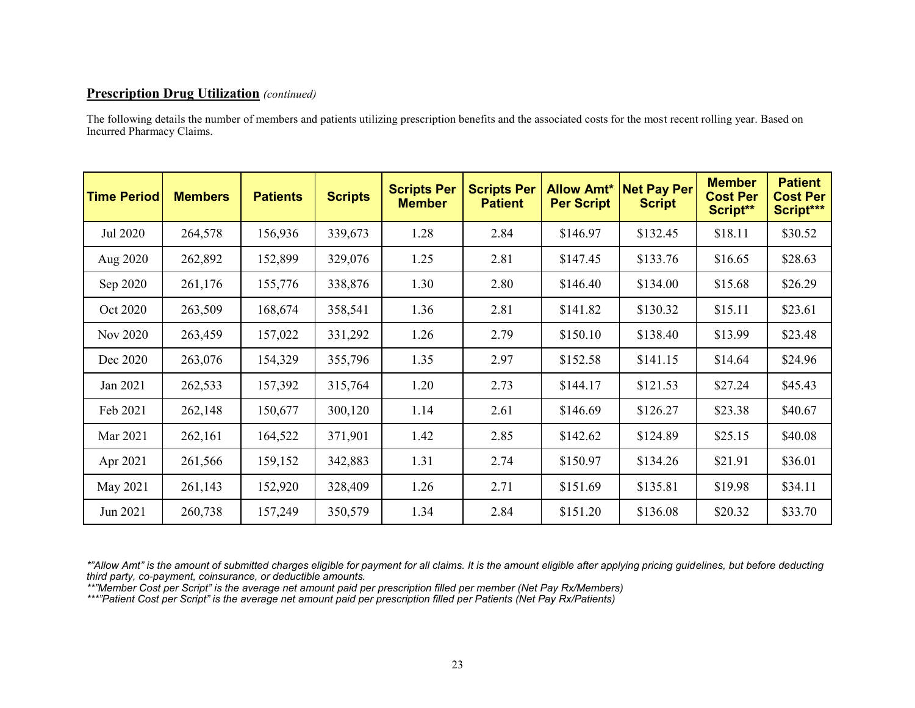**Prescription Drug Utilization** *(continued)*

The following details the number of members and patients utilizing prescription benefits and the associated costs for the most recent rolling year. Based on Incurred Pharmacy Claims.

| Time Period | Members | Patients | Scripts | Scripts Per Member | Scripts Per Patient | Allow Amt* Per Script | Net Pay Per Script | Member Cost Per Script** | Patient Cost Per Script*** |
|---|---|---|---|---|---|---|---|---|---|
| Jul 2020 | 264,578 | 156,936 | 339,673 | 1.28 | 2.84 | $146.97 | $132.45 | $18.11 | $30.52 |
| Aug 2020 | 262,892 | 152,899 | 329,076 | 1.25 | 2.81 | $147.45 | $133.76 | $16.65 | $28.63 |
| Sep 2020 | 261,176 | 155,776 | 338,876 | 1.30 | 2.80 | $146.40 | $134.00 | $15.68 | $26.29 |
| Oct 2020 | 263,509 | 168,674 | 358,541 | 1.36 | 2.81 | $141.82 | $130.32 | $15.11 | $23.61 |
| Nov 2020 | 263,459 | 157,022 | 331,292 | 1.26 | 2.79 | $150.10 | $138.40 | $13.99 | $23.48 |
| Dec 2020 | 263,076 | 154,329 | 355,796 | 1.35 | 2.97 | $152.58 | $141.15 | $14.64 | $24.96 |
| Jan 2021 | 262,533 | 157,392 | 315,764 | 1.20 | 2.73 | $144.17 | $121.53 | $27.24 | $45.43 |
| Feb 2021 | 262,148 | 150,677 | 300,120 | 1.14 | 2.61 | $146.69 | $126.27 | $23.38 | $40.67 |
| Mar 2021 | 262,161 | 164,522 | 371,901 | 1.42 | 2.85 | $142.62 | $124.89 | $25.15 | $40.08 |
| Apr 2021 | 261,566 | 159,152 | 342,883 | 1.31 | 2.74 | $150.97 | $134.26 | $21.91 | $36.01 |
| May 2021 | 261,143 | 152,920 | 328,409 | 1.26 | 2.71 | $151.69 | $135.81 | $19.98 | $34.11 |
| Jun 2021 | 260,738 | 157,249 | 350,579 | 1.34 | 2.84 | $151.20 | $136.08 | $20.32 | $33.70 |

*\*"Allow Amt" is the amount of submitted charges eligible for payment for all claims. It is the amount eligible after applying pricing guidelines, but before deducting third party, co-payment, coinsurance, or deductible amounts.*
*\*\*"Member Cost per Script" is the average net amount paid per prescription filled per member (Net Pay Rx/Members)*
*\*\*\*"Patient Cost per Script" is the average net amount paid per prescription filled per Patients (Net Pay Rx/Patients)*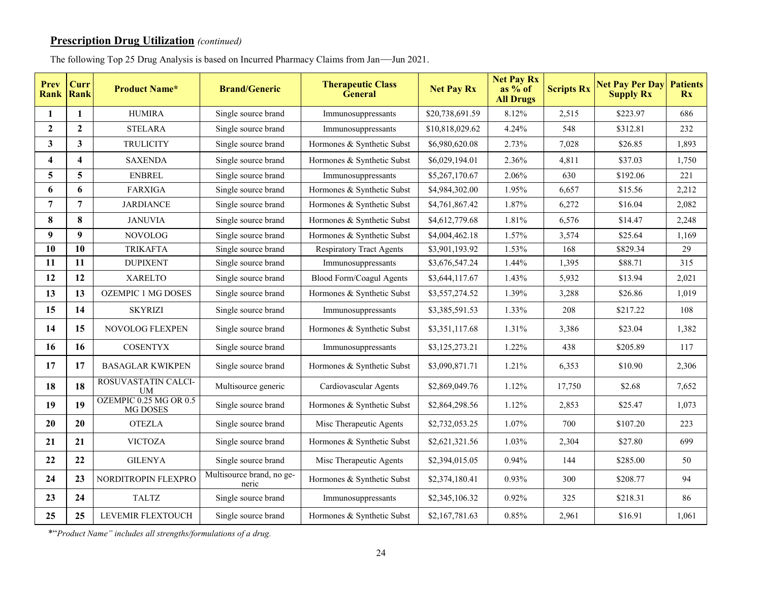## **Prescription Drug Utilization** *(continued)*

The following Top 25 Drug Analysis is based on Incurred Pharmacy Claims from Jan—Jun 2021.

| Prev Rank | Curr Rank | Product Name* | Brand/Generic | Therapeutic Class General | Net Pay Rx | Net Pay Rx as % of All Drugs | Scripts Rx | Net Pay Per Day Supply Rx | Patients Rx |
|---|---|---|---|---|---|---|---|---|---|
| 1 | 1 | HUMIRA | Single source brand | Immunosuppressants | $20,738,691.59 | 8.12% | 2,515 | $223.97 | 686 |
| 2 | 2 | STELARA | Single source brand | Immunosuppressants | $10,818,029.62 | 4.24% | 548 | $312.81 | 232 |
| 3 | 3 | TRULICITY | Single source brand | Hormones & Synthetic Subst | $6,980,620.08 | 2.73% | 7,028 | $26.85 | 1,893 |
| 4 | 4 | SAXENDA | Single source brand | Hormones & Synthetic Subst | $6,029,194.01 | 2.36% | 4,811 | $37.03 | 1,750 |
| 5 | 5 | ENBREL | Single source brand | Immunosuppressants | $5,267,170.67 | 2.06% | 630 | $192.06 | 221 |
| 6 | 6 | FARXIGA | Single source brand | Hormones & Synthetic Subst | $4,984,302.00 | 1.95% | 6,657 | $15.56 | 2,212 |
| 7 | 7 | JARDIANCE | Single source brand | Hormones & Synthetic Subst | $4,761,867.42 | 1.87% | 6,272 | $16.04 | 2,082 |
| 8 | 8 | JANUVIA | Single source brand | Hormones & Synthetic Subst | $4,612,779.68 | 1.81% | 6,576 | $14.47 | 2,248 |
| 9 | 9 | NOVOLOG | Single source brand | Hormones & Synthetic Subst | $4,004,462.18 | 1.57% | 3,574 | $25.64 | 1,169 |
| 10 | 10 | TRIKAFTA | Single source brand | Respiratory Tract Agents | $3,901,193.92 | 1.53% | 168 | $829.34 | 29 |
| 11 | 11 | DUPIXENT | Single source brand | Immunosuppressants | $3,676,547.24 | 1.44% | 1,395 | $88.71 | 315 |
| 12 | 12 | XARELTO | Single source brand | Blood Form/Coagul Agents | $3,644,117.67 | 1.43% | 5,932 | $13.94 | 2,021 |
| 13 | 13 | OZEMPIC 1 MG DOSES | Single source brand | Hormones & Synthetic Subst | $3,557,274.52 | 1.39% | 3,288 | $26.86 | 1,019 |
| 15 | 14 | SKYRIZI | Single source brand | Immunosuppressants | $3,385,591.53 | 1.33% | 208 | $217.22 | 108 |
| 14 | 15 | NOVOLOG FLEXPEN | Single source brand | Hormones & Synthetic Subst | $3,351,117.68 | 1.31% | 3,386 | $23.04 | 1,382 |
| 16 | 16 | COSENTYX | Single source brand | Immunosuppressants | $3,125,273.21 | 1.22% | 438 | $205.89 | 117 |
| 17 | 17 | BASAGLAR KWIKPEN | Single source brand | Hormones & Synthetic Subst | $3,090,871.71 | 1.21% | 6,353 | $10.90 | 2,306 |
| 18 | 18 | ROSUVASTATIN CALCIUM | Multisource generic | Cardiovascular Agents | $2,869,049.76 | 1.12% | 17,750 | $2.68 | 7,652 |
| 19 | 19 | OZEMPIC 0.25 MG OR 0.5 MG DOSES | Single source brand | Hormones & Synthetic Subst | $2,864,298.56 | 1.12% | 2,853 | $25.47 | 1,073 |
| 20 | 20 | OTEZLA | Single source brand | Misc Therapeutic Agents | $2,732,053.25 | 1.07% | 700 | $107.20 | 223 |
| 21 | 21 | VICTOZA | Single source brand | Hormones & Synthetic Subst | $2,621,321.56 | 1.03% | 2,304 | $27.80 | 699 |
| 22 | 22 | GILENYA | Single source brand | Misc Therapeutic Agents | $2,394,015.05 | 0.94% | 144 | $285.00 | 50 |
| 24 | 23 | NORDITROPIN FLEXPRO | Multisource brand, no generic | Hormones & Synthetic Subst | $2,374,180.41 | 0.93% | 300 | $208.77 | 94 |
| 23 | 24 | TALTZ | Single source brand | Immunosuppressants | $2,345,106.32 | 0.92% | 325 | $218.31 | 86 |
| 25 | 25 | LEVEMIR FLEXTOUCH | Single source brand | Hormones & Synthetic Subst | $2,167,781.63 | 0.85% | 2,961 | $16.91 | 1,061 |

*"Product Name" includes all strengths/formulations of a drug.*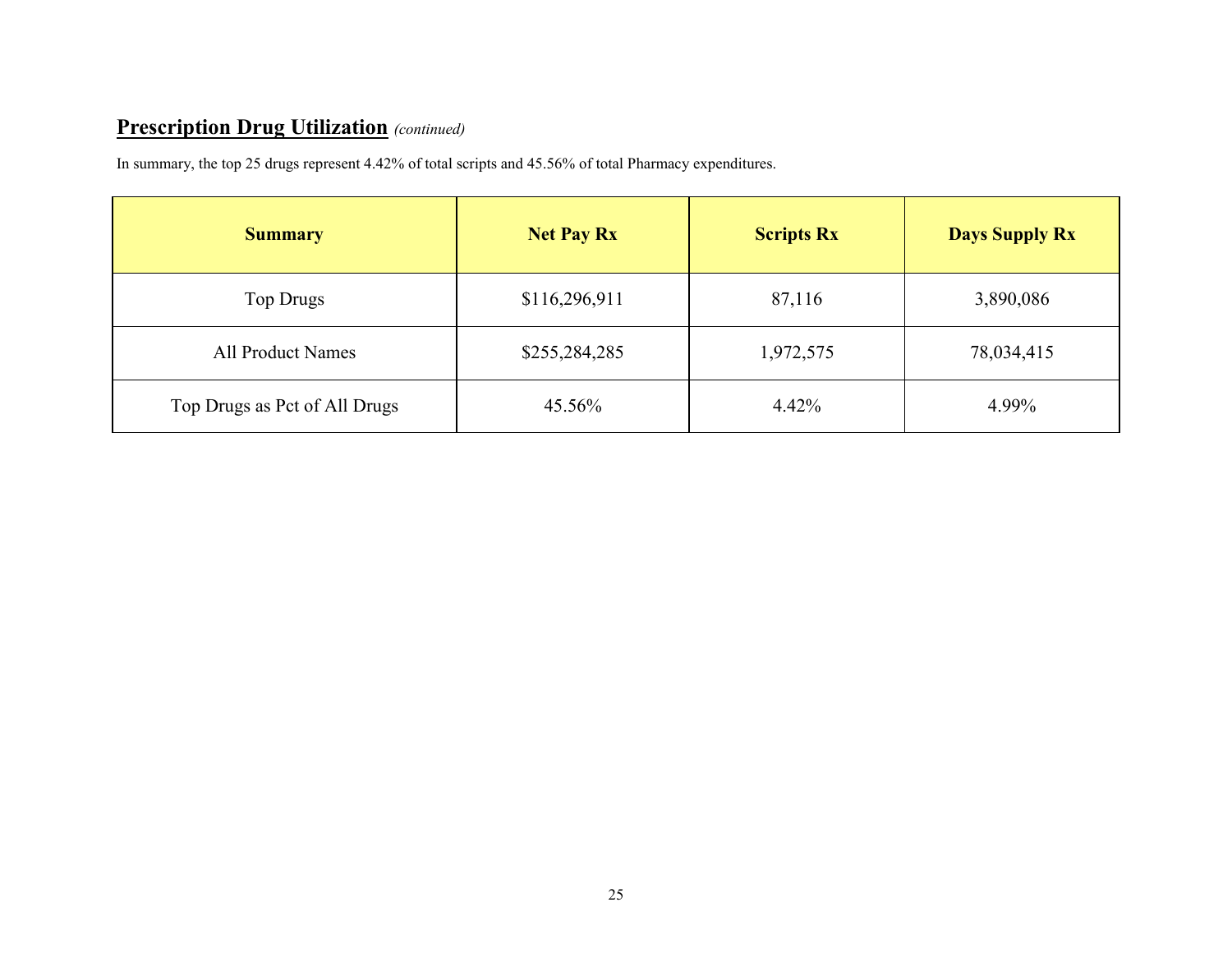## **Prescription Drug Utilization** *(continued)*

In summary, the top 25 drugs represent 4.42% of total scripts and 45.56% of total Pharmacy expenditures.

| Summary | Net Pay Rx | Scripts Rx | Days Supply Rx |
|---|---|---|---|
| Top Drugs | $116,296,911 | 87,116 | 3,890,086 |
| All Product Names | $255,284,285 | 1,972,575 | 78,034,415 |
| Top Drugs as Pct of All Drugs | 45.56% | 4.42% | 4.99% |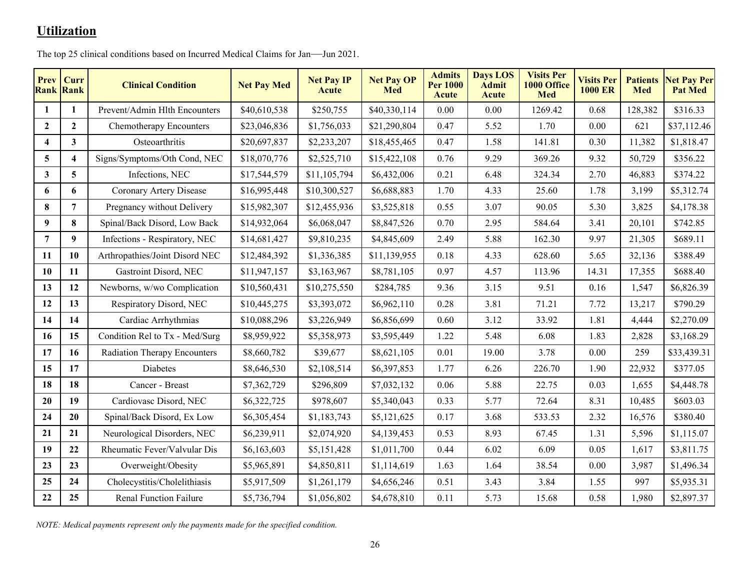## Utilization

The top 25 clinical conditions based on Incurred Medical Claims for Jan—Jun 2021.

| Prev Rank | Curr Rank | Clinical Condition | Net Pay Med | Net Pay IP Acute | Net Pay OP Med | Admits Per 1000 Acute | Days LOS Admit Acute | Visits Per 1000 Office Med | Visits Per 1000 ER | Patients Med | Net Pay Per Pat Med |
|---|---|---|---|---|---|---|---|---|---|---|---|
| 1 | 1 | Prevent/Admin Hlth Encounters | $40,610,538 | $250,755 | $40,330,114 | 0.00 | 0.00 | 1269.42 | 0.68 | 128,382 | $316.33 |
| 2 | 2 | Chemotherapy Encounters | $23,046,836 | $1,756,033 | $21,290,804 | 0.47 | 5.52 | 1.70 | 0.00 | 621 | $37,112.46 |
| 4 | 3 | Osteoarthritis | $20,697,837 | $2,233,207 | $18,455,465 | 0.47 | 1.58 | 141.81 | 0.30 | 11,382 | $1,818.47 |
| 5 | 4 | Signs/Symptoms/Oth Cond, NEC | $18,070,776 | $2,525,710 | $15,422,108 | 0.76 | 9.29 | 369.26 | 9.32 | 50,729 | $356.22 |
| 3 | 5 | Infections, NEC | $17,544,579 | $11,105,794 | $6,432,006 | 0.21 | 6.48 | 324.34 | 2.70 | 46,883 | $374.22 |
| 6 | 6 | Coronary Artery Disease | $16,995,448 | $10,300,527 | $6,688,883 | 1.70 | 4.33 | 25.60 | 1.78 | 3,199 | $5,312.74 |
| 8 | 7 | Pregnancy without Delivery | $15,982,307 | $12,455,936 | $3,525,818 | 0.55 | 3.07 | 90.05 | 5.30 | 3,825 | $4,178.38 |
| 9 | 8 | Spinal/Back Disord, Low Back | $14,932,064 | $6,068,047 | $8,847,526 | 0.70 | 2.95 | 584.64 | 3.41 | 20,101 | $742.85 |
| 7 | 9 | Infections - Respiratory, NEC | $14,681,427 | $9,810,235 | $4,845,609 | 2.49 | 5.88 | 162.30 | 9.97 | 21,305 | $689.11 |
| 11 | 10 | Arthropathies/Joint Disord NEC | $12,484,392 | $1,336,385 | $11,139,955 | 0.18 | 4.33 | 628.60 | 5.65 | 32,136 | $388.49 |
| 10 | 11 | Gastroint Disord, NEC | $11,947,157 | $3,163,967 | $8,781,105 | 0.97 | 4.57 | 113.96 | 14.31 | 17,355 | $688.40 |
| 13 | 12 | Newborns, w/wo Complication | $10,560,431 | $10,275,550 | $284,785 | 9.36 | 3.15 | 9.51 | 0.16 | 1,547 | $6,826.39 |
| 12 | 13 | Respiratory Disord, NEC | $10,445,275 | $3,393,072 | $6,962,110 | 0.28 | 3.81 | 71.21 | 7.72 | 13,217 | $790.29 |
| 14 | 14 | Cardiac Arrhythmias | $10,088,296 | $3,226,949 | $6,856,699 | 0.60 | 3.12 | 33.92 | 1.81 | 4,444 | $2,270.09 |
| 16 | 15 | Condition Rel to Tx - Med/Surg | $8,959,922 | $5,358,973 | $3,595,449 | 1.22 | 5.48 | 6.08 | 1.83 | 2,828 | $3,168.29 |
| 17 | 16 | Radiation Therapy Encounters | $8,660,782 | $39,677 | $8,621,105 | 0.01 | 19.00 | 3.78 | 0.00 | 259 | $33,439.31 |
| 15 | 17 | Diabetes | $8,646,530 | $2,108,514 | $6,397,853 | 1.77 | 6.26 | 226.70 | 1.90 | 22,932 | $377.05 |
| 18 | 18 | Cancer - Breast | $7,362,729 | $296,809 | $7,032,132 | 0.06 | 5.88 | 22.75 | 0.03 | 1,655 | $4,448.78 |
| 20 | 19 | Cardiovasc Disord, NEC | $6,322,725 | $978,607 | $5,340,043 | 0.33 | 5.77 | 72.64 | 8.31 | 10,485 | $603.03 |
| 24 | 20 | Spinal/Back Disord, Ex Low | $6,305,454 | $1,183,743 | $5,121,625 | 0.17 | 3.68 | 533.53 | 2.32 | 16,576 | $380.40 |
| 21 | 21 | Neurological Disorders, NEC | $6,239,911 | $2,074,920 | $4,139,453 | 0.53 | 8.93 | 67.45 | 1.31 | 5,596 | $1,115.07 |
| 19 | 22 | Rheumatic Fever/Valvular Dis | $6,163,603 | $5,151,428 | $1,011,700 | 0.44 | 6.02 | 6.09 | 0.05 | 1,617 | $3,811.75 |
| 23 | 23 | Overweight/Obesity | $5,965,891 | $4,850,811 | $1,114,619 | 1.63 | 1.64 | 38.54 | 0.00 | 3,987 | $1,496.34 |
| 25 | 24 | Cholecystitis/Cholelithiasis | $5,917,509 | $1,261,179 | $4,656,246 | 0.51 | 3.43 | 3.84 | 1.55 | 997 | $5,935.31 |
| 22 | 25 | Renal Function Failure | $5,736,794 | $1,056,802 | $4,678,810 | 0.11 | 5.73 | 15.68 | 0.58 | 1,980 | $2,897.37 |

*NOTE: Medical payments represent only the payments made for the specified condition.*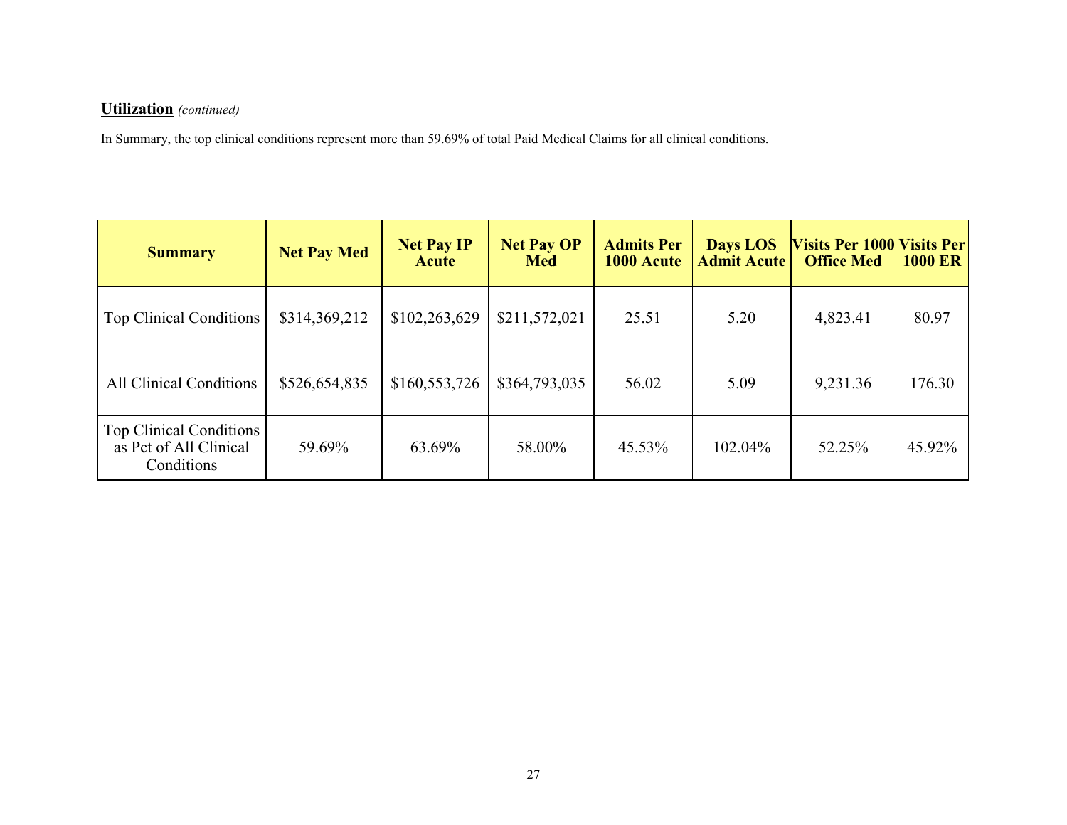**Utilization** *(continued)*

In Summary, the top clinical conditions represent more than 59.69% of total Paid Medical Claims for all clinical conditions.

| Summary | Net Pay Med | Net Pay IP Acute | Net Pay OP Med | Admits Per 1000 Acute | Days LOS Admit Acute | Visits Per 1000 Office Med | Visits Per 1000 ER |
|---|---|---|---|---|---|---|---|
| Top Clinical Conditions | $314,369,212 | $102,263,629 | $211,572,021 | 25.51 | 5.20 | 4,823.41 | 80.97 |
| All Clinical Conditions | $526,654,835 | $160,553,726 | $364,793,035 | 56.02 | 5.09 | 9,231.36 | 176.30 |
| Top Clinical Conditions as Pct of All Clinical Conditions | 59.69% | 63.69% | 58.00% | 45.53% | 102.04% | 52.25% | 45.92% |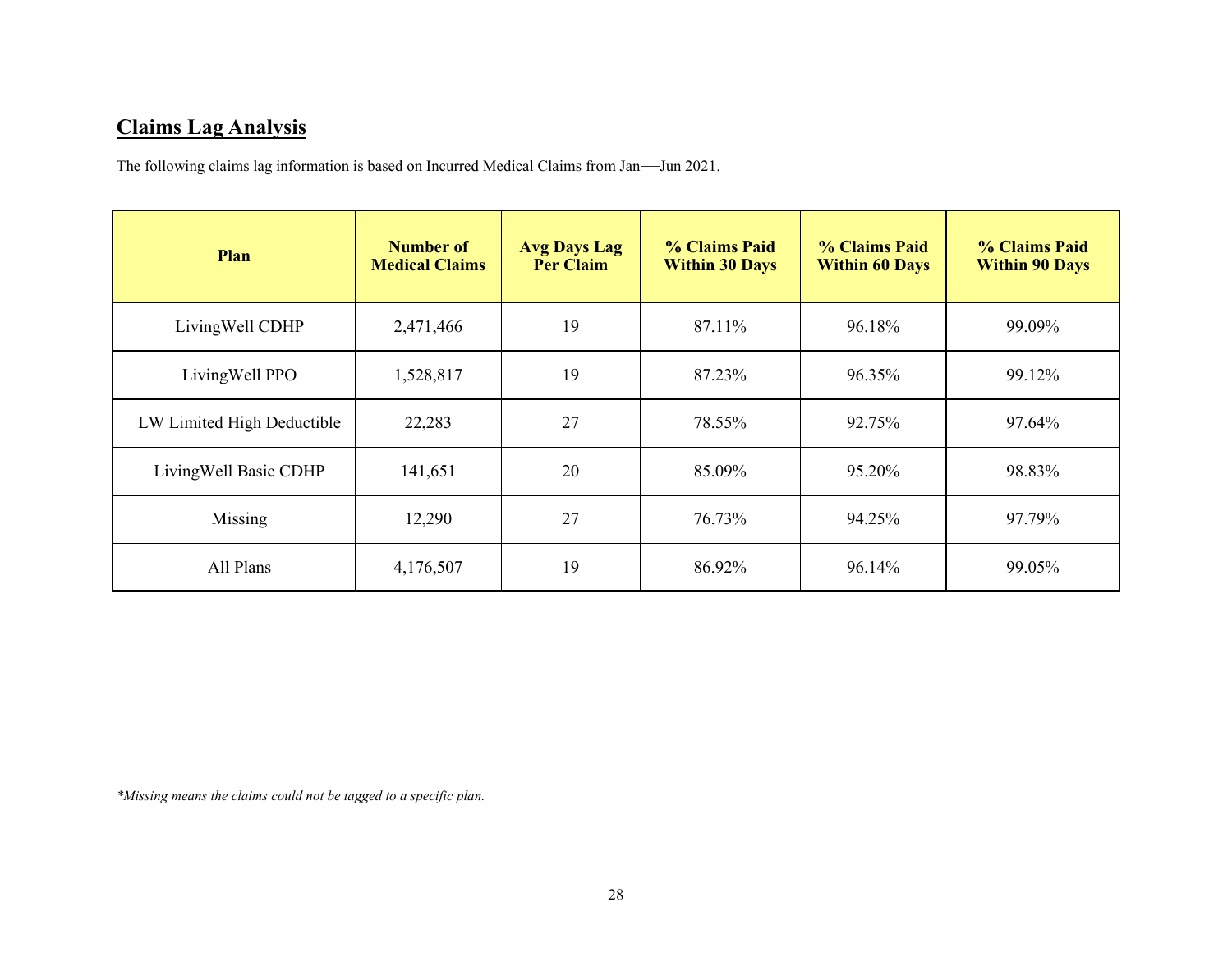## **Claims Lag Analysis**

The following claims lag information is based on Incurred Medical Claims from Jan—Jun 2021.

| Plan | Number of Medical Claims | Avg Days Lag Per Claim | % Claims Paid Within 30 Days | % Claims Paid Within 60 Days | % Claims Paid Within 90 Days |
|---|---|---|---|---|---|
| LivingWell CDHP | 2,471,466 | 19 | 87.11% | 96.18% | 99.09% |
| LivingWell PPO | 1,528,817 | 19 | 87.23% | 96.35% | 99.12% |
| LW Limited High Deductible | 22,283 | 27 | 78.55% | 92.75% | 97.64% |
| LivingWell Basic CDHP | 141,651 | 20 | 85.09% | 95.20% | 98.83% |
| Missing | 12,290 | 27 | 76.73% | 94.25% | 97.79% |
| All Plans | 4,176,507 | 19 | 86.92% | 96.14% | 99.05% |

*\*Missing means the claims could not be tagged to a specific plan.*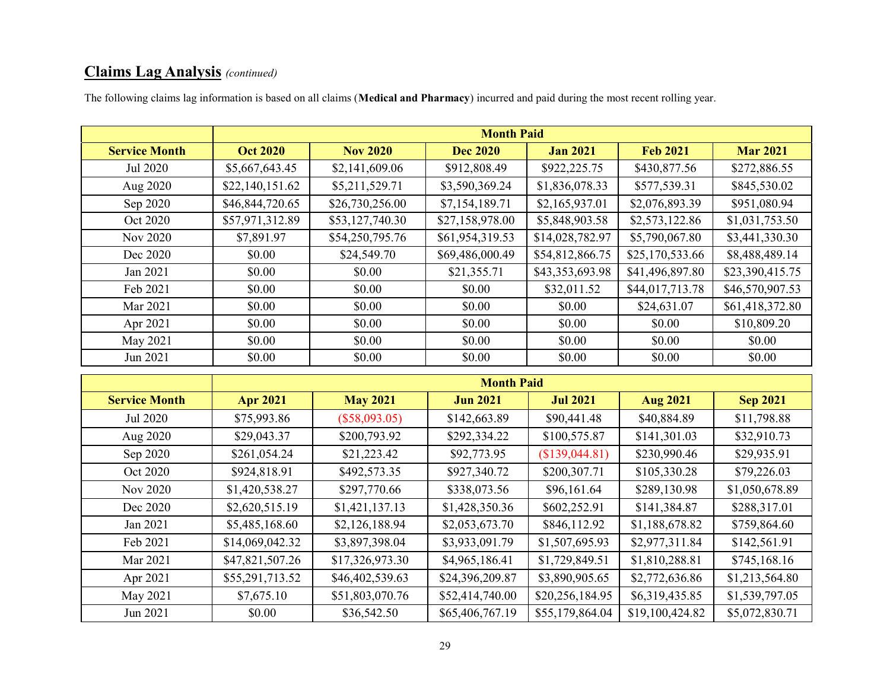## Claims Lag Analysis *(continued)*

The following claims lag information is based on all claims (**Medical and Pharmacy**) incurred and paid during the most recent rolling year.

| | Month Paid | | | | | |
|---|---|---|---|---|---|---|
| **Service Month** | **Oct 2020** | **Nov 2020** | **Dec 2020** | **Jan 2021** | **Feb 2021** | **Mar 2021** |
| Jul 2020 | $5,667,643.45 | $2,141,609.06 | $912,808.49 | $922,225.75 | $430,877.56 | $272,886.55 |
| Aug 2020 | $22,140,151.62 | $5,211,529.71 | $3,590,369.24 | $1,836,078.33 | $577,539.31 | $845,530.02 |
| Sep 2020 | $46,844,720.65 | $26,730,256.00 | $7,154,189.71 | $2,165,937.01 | $2,076,893.39 | $951,080.94 |
| Oct 2020 | $57,971,312.89 | $53,127,740.30 | $27,158,978.00 | $5,848,903.58 | $2,573,122.86 | $1,031,753.50 |
| Nov 2020 | $7,891.97 | $54,250,795.76 | $61,954,319.53 | $14,028,782.97 | $5,790,067.80 | $3,441,330.30 |
| Dec 2020 | $0.00 | $24,549.70 | $69,486,000.49 | $54,812,866.75 | $25,170,533.66 | $8,488,489.14 |
| Jan 2021 | $0.00 | $0.00 | $21,355.71 | $43,353,693.98 | $41,496,897.80 | $23,390,415.75 |
| Feb 2021 | $0.00 | $0.00 | $0.00 | $32,011.52 | $44,017,713.78 | $46,570,907.53 |
| Mar 2021 | $0.00 | $0.00 | $0.00 | $0.00 | $24,631.07 | $61,418,372.80 |
| Apr 2021 | $0.00 | $0.00 | $0.00 | $0.00 | $0.00 | $10,809.20 |
| May 2021 | $0.00 | $0.00 | $0.00 | $0.00 | $0.00 | $0.00 |
| Jun 2021 | $0.00 | $0.00 | $0.00 | $0.00 | $0.00 | $0.00 |

| | Month Paid | | | | | |
|---|---|---|---|---|---|---|
| **Service Month** | **Apr 2021** | **May 2021** | **Jun 2021** | **Jul 2021** | **Aug 2021** | **Sep 2021** |
| Jul 2020 | $75,993.86 | ($58,093.05) | $142,663.89 | $90,441.48 | $40,884.89 | $11,798.88 |
| Aug 2020 | $29,043.37 | $200,793.92 | $292,334.22 | $100,575.87 | $141,301.03 | $32,910.73 |
| Sep 2020 | $261,054.24 | $21,223.42 | $92,773.95 | ($139,044.81) | $230,990.46 | $29,935.91 |
| Oct 2020 | $924,818.91 | $492,573.35 | $927,340.72 | $200,307.71 | $105,330.28 | $79,226.03 |
| Nov 2020 | $1,420,538.27 | $297,770.66 | $338,073.56 | $96,161.64 | $289,130.98 | $1,050,678.89 |
| Dec 2020 | $2,620,515.19 | $1,421,137.13 | $1,428,350.36 | $602,252.91 | $141,384.87 | $288,317.01 |
| Jan 2021 | $5,485,168.60 | $2,126,188.94 | $2,053,673.70 | $846,112.92 | $1,188,678.82 | $759,864.60 |
| Feb 2021 | $14,069,042.32 | $3,897,398.04 | $3,933,091.79 | $1,507,695.93 | $2,977,311.84 | $142,561.91 |
| Mar 2021 | $47,821,507.26 | $17,326,973.30 | $4,965,186.41 | $1,729,849.51 | $1,810,288.81 | $745,168.16 |
| Apr 2021 | $55,291,713.52 | $46,402,539.63 | $24,396,209.87 | $3,890,905.65 | $2,772,636.86 | $1,213,564.80 |
| May 2021 | $7,675.10 | $51,803,070.76 | $52,414,740.00 | $20,256,184.95 | $6,319,435.85 | $1,539,797.05 |
| Jun 2021 | $0.00 | $36,542.50 | $65,406,767.19 | $55,179,864.04 | $19,100,424.82 | $5,072,830.71 |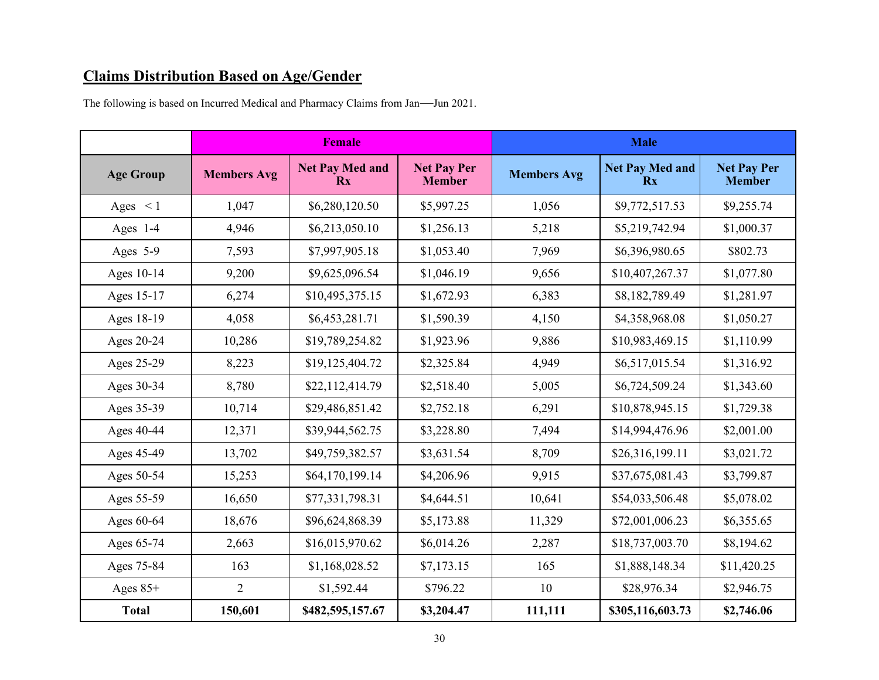## Claims Distribution Based on Age/Gender

The following is based on Incurred Medical and Pharmacy Claims from Jan—Jun 2021.

| | Female | | | Male | | |
|---|---|---|---|---|---|---|
| **Age Group** | **Members Avg** | **Net Pay Med and Rx** | **Net Pay Per Member** | **Members Avg** | **Net Pay Med and Rx** | **Net Pay Per Member** |
| Ages < 1 | 1,047 | $6,280,120.50 | $5,997.25 | 1,056 | $9,772,517.53 | $9,255.74 |
| Ages 1-4 | 4,946 | $6,213,050.10 | $1,256.13 | 5,218 | $5,219,742.94 | $1,000.37 |
| Ages 5-9 | 7,593 | $7,997,905.18 | $1,053.40 | 7,969 | $6,396,980.65 | $802.73 |
| Ages 10-14 | 9,200 | $9,625,096.54 | $1,046.19 | 9,656 | $10,407,267.37 | $1,077.80 |
| Ages 15-17 | 6,274 | $10,495,375.15 | $1,672.93 | 6,383 | $8,182,789.49 | $1,281.97 |
| Ages 18-19 | 4,058 | $6,453,281.71 | $1,590.39 | 4,150 | $4,358,968.08 | $1,050.27 |
| Ages 20-24 | 10,286 | $19,789,254.82 | $1,923.96 | 9,886 | $10,983,469.15 | $1,110.99 |
| Ages 25-29 | 8,223 | $19,125,404.72 | $2,325.84 | 4,949 | $6,517,015.54 | $1,316.92 |
| Ages 30-34 | 8,780 | $22,112,414.79 | $2,518.40 | 5,005 | $6,724,509.24 | $1,343.60 |
| Ages 35-39 | 10,714 | $29,486,851.42 | $2,752.18 | 6,291 | $10,878,945.15 | $1,729.38 |
| Ages 40-44 | 12,371 | $39,944,562.75 | $3,228.80 | 7,494 | $14,994,476.96 | $2,001.00 |
| Ages 45-49 | 13,702 | $49,759,382.57 | $3,631.54 | 8,709 | $26,316,199.11 | $3,021.72 |
| Ages 50-54 | 15,253 | $64,170,199.14 | $4,206.96 | 9,915 | $37,675,081.43 | $3,799.87 |
| Ages 55-59 | 16,650 | $77,331,798.31 | $4,644.51 | 10,641 | $54,033,506.48 | $5,078.02 |
| Ages 60-64 | 18,676 | $96,624,868.39 | $5,173.88 | 11,329 | $72,001,006.23 | $6,355.65 |
| Ages 65-74 | 2,663 | $16,015,970.62 | $6,014.26 | 2,287 | $18,737,003.70 | $8,194.62 |
| Ages 75-84 | 163 | $1,168,028.52 | $7,173.15 | 165 | $1,888,148.34 | $11,420.25 |
| Ages 85+ | 2 | $1,592.44 | $796.22 | 10 | $28,976.34 | $2,946.75 |
| **Total** | **150,601** | **$482,595,157.67** | **$3,204.47** | **111,111** | **$305,116,603.73** | **$2,746.06** |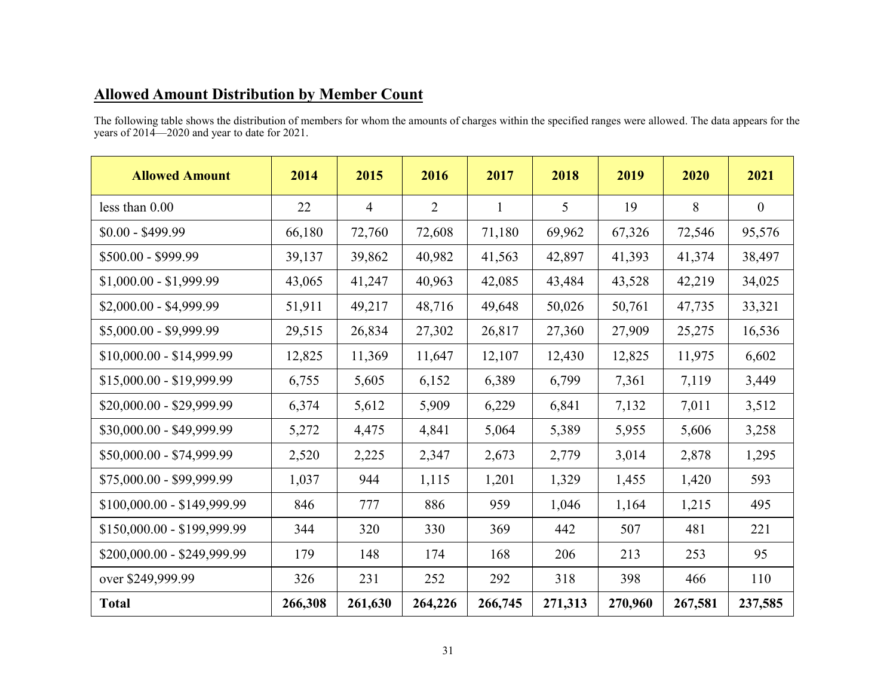## Allowed Amount Distribution by Member Count

The following table shows the distribution of members for whom the amounts of charges within the specified ranges were allowed. The data appears for the years of 2014—2020 and year to date for 2021.

| Allowed Amount | 2014 | 2015 | 2016 | 2017 | 2018 | 2019 | 2020 | 2021 |
|---|---|---|---|---|---|---|---|---|
| less than 0.00 | 22 | 4 | 2 | 1 | 5 | 19 | 8 | 0 |
| $0.00 - $499.99 | 66,180 | 72,760 | 72,608 | 71,180 | 69,962 | 67,326 | 72,546 | 95,576 |
| $500.00 - $999.99 | 39,137 | 39,862 | 40,982 | 41,563 | 42,897 | 41,393 | 41,374 | 38,497 |
| $1,000.00 - $1,999.99 | 43,065 | 41,247 | 40,963 | 42,085 | 43,484 | 43,528 | 42,219 | 34,025 |
| $2,000.00 - $4,999.99 | 51,911 | 49,217 | 48,716 | 49,648 | 50,026 | 50,761 | 47,735 | 33,321 |
| $5,000.00 - $9,999.99 | 29,515 | 26,834 | 27,302 | 26,817 | 27,360 | 27,909 | 25,275 | 16,536 |
| $10,000.00 - $14,999.99 | 12,825 | 11,369 | 11,647 | 12,107 | 12,430 | 12,825 | 11,975 | 6,602 |
| $15,000.00 - $19,999.99 | 6,755 | 5,605 | 6,152 | 6,389 | 6,799 | 7,361 | 7,119 | 3,449 |
| $20,000.00 - $29,999.99 | 6,374 | 5,612 | 5,909 | 6,229 | 6,841 | 7,132 | 7,011 | 3,512 |
| $30,000.00 - $49,999.99 | 5,272 | 4,475 | 4,841 | 5,064 | 5,389 | 5,955 | 5,606 | 3,258 |
| $50,000.00 - $74,999.99 | 2,520 | 2,225 | 2,347 | 2,673 | 2,779 | 3,014 | 2,878 | 1,295 |
| $75,000.00 - $99,999.99 | 1,037 | 944 | 1,115 | 1,201 | 1,329 | 1,455 | 1,420 | 593 |
| $100,000.00 - $149,999.99 | 846 | 777 | 886 | 959 | 1,046 | 1,164 | 1,215 | 495 |
| $150,000.00 - $199,999.99 | 344 | 320 | 330 | 369 | 442 | 507 | 481 | 221 |
| $200,000.00 - $249,999.99 | 179 | 148 | 174 | 168 | 206 | 213 | 253 | 95 |
| over $249,999.99 | 326 | 231 | 252 | 292 | 318 | 398 | 466 | 110 |
| **Total** | **266,308** | **261,630** | **264,226** | **266,745** | **271,313** | **270,960** | **267,581** | **237,585** |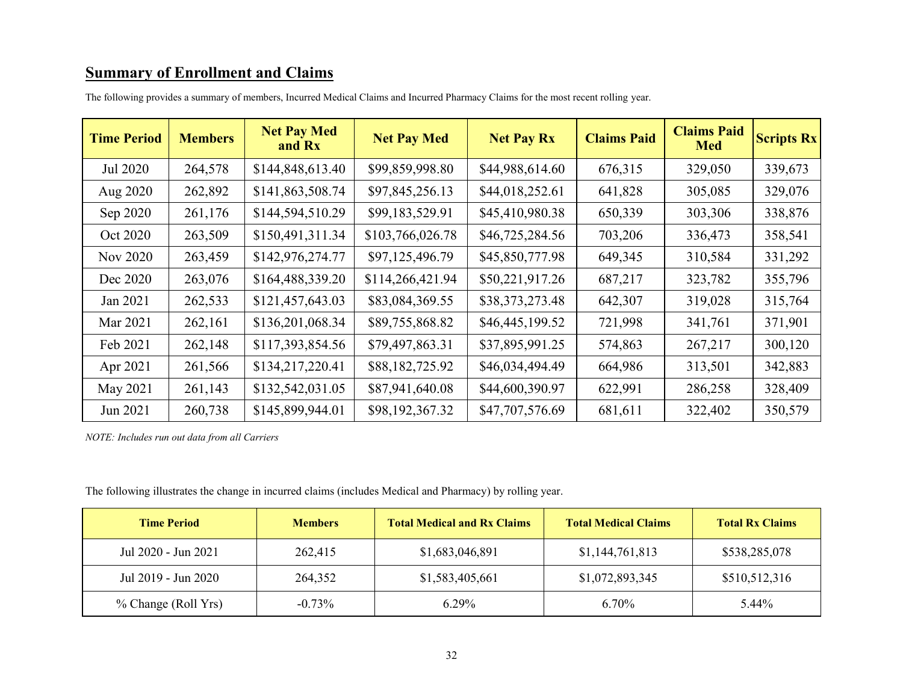## Summary of Enrollment and Claims

The following provides a summary of members, Incurred Medical Claims and Incurred Pharmacy Claims for the most recent rolling year.

| Time Period | Members | Net Pay Med and Rx | Net Pay Med | Net Pay Rx | Claims Paid | Claims Paid Med | Scripts Rx |
|---|---|---|---|---|---|---|---|
| Jul 2020 | 264,578 | $144,848,613.40 | $99,859,998.80 | $44,988,614.60 | 676,315 | 329,050 | 339,673 |
| Aug 2020 | 262,892 | $141,863,508.74 | $97,845,256.13 | $44,018,252.61 | 641,828 | 305,085 | 329,076 |
| Sep 2020 | 261,176 | $144,594,510.29 | $99,183,529.91 | $45,410,980.38 | 650,339 | 303,306 | 338,876 |
| Oct 2020 | 263,509 | $150,491,311.34 | $103,766,026.78 | $46,725,284.56 | 703,206 | 336,473 | 358,541 |
| Nov 2020 | 263,459 | $142,976,274.77 | $97,125,496.79 | $45,850,777.98 | 649,345 | 310,584 | 331,292 |
| Dec 2020 | 263,076 | $164,488,339.20 | $114,266,421.94 | $50,221,917.26 | 687,217 | 323,782 | 355,796 |
| Jan 2021 | 262,533 | $121,457,643.03 | $83,084,369.55 | $38,373,273.48 | 642,307 | 319,028 | 315,764 |
| Mar 2021 | 262,161 | $136,201,068.34 | $89,755,868.82 | $46,445,199.52 | 721,998 | 341,761 | 371,901 |
| Feb 2021 | 262,148 | $117,393,854.56 | $79,497,863.31 | $37,895,991.25 | 574,863 | 267,217 | 300,120 |
| Apr 2021 | 261,566 | $134,217,220.41 | $88,182,725.92 | $46,034,494.49 | 664,986 | 313,501 | 342,883 |
| May 2021 | 261,143 | $132,542,031.05 | $87,941,640.08 | $44,600,390.97 | 622,991 | 286,258 | 328,409 |
| Jun 2021 | 260,738 | $145,899,944.01 | $98,192,367.32 | $47,707,576.69 | 681,611 | 322,402 | 350,579 |

*NOTE: Includes run out data from all Carriers*

The following illustrates the change in incurred claims (includes Medical and Pharmacy) by rolling year.

| Time Period | Members | Total Medical and Rx Claims | Total Medical Claims | Total Rx Claims |
|---|---|---|---|---|
| Jul 2020 - Jun 2021 | 262,415 | $1,683,046,891 | $1,144,761,813 | $538,285,078 |
| Jul 2019 - Jun 2020 | 264,352 | $1,583,405,661 | $1,072,893,345 | $510,512,316 |
| % Change (Roll Yrs) | -0.73% | 6.29% | 6.70% | 5.44% |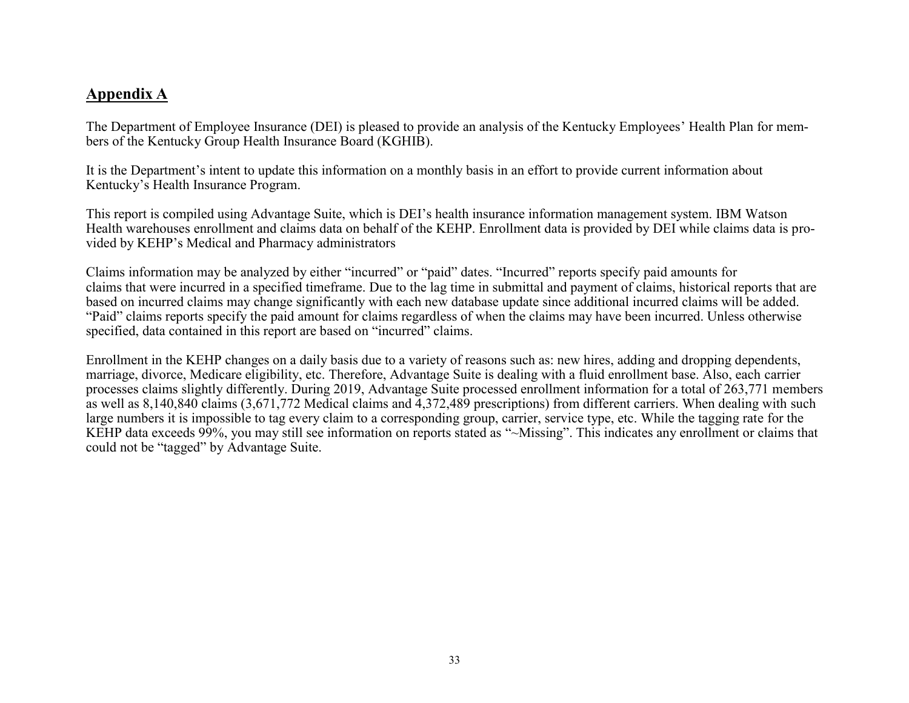## Appendix A

The Department of Employee Insurance (DEI) is pleased to provide an analysis of the Kentucky Employees' Health Plan for members of the Kentucky Group Health Insurance Board (KGHIB).

It is the Department's intent to update this information on a monthly basis in an effort to provide current information about Kentucky's Health Insurance Program.

This report is compiled using Advantage Suite, which is DEI's health insurance information management system. IBM Watson Health warehouses enrollment and claims data on behalf of the KEHP. Enrollment data is provided by DEI while claims data is provided by KEHP's Medical and Pharmacy administrators

Claims information may be analyzed by either "incurred" or "paid" dates. "Incurred" reports specify paid amounts for claims that were incurred in a specified timeframe. Due to the lag time in submittal and payment of claims, historical reports that are based on incurred claims may change significantly with each new database update since additional incurred claims will be added. "Paid" claims reports specify the paid amount for claims regardless of when the claims may have been incurred. Unless otherwise specified, data contained in this report are based on "incurred" claims.

Enrollment in the KEHP changes on a daily basis due to a variety of reasons such as: new hires, adding and dropping dependents, marriage, divorce, Medicare eligibility, etc. Therefore, Advantage Suite is dealing with a fluid enrollment base. Also, each carrier processes claims slightly differently. During 2019, Advantage Suite processed enrollment information for a total of 263,771 members as well as 8,140,840 claims (3,671,772 Medical claims and 4,372,489 prescriptions) from different carriers. When dealing with such large numbers it is impossible to tag every claim to a corresponding group, carrier, service type, etc. While the tagging rate for the KEHP data exceeds 99%, you may still see information on reports stated as "~Missing". This indicates any enrollment or claims that could not be "tagged" by Advantage Suite.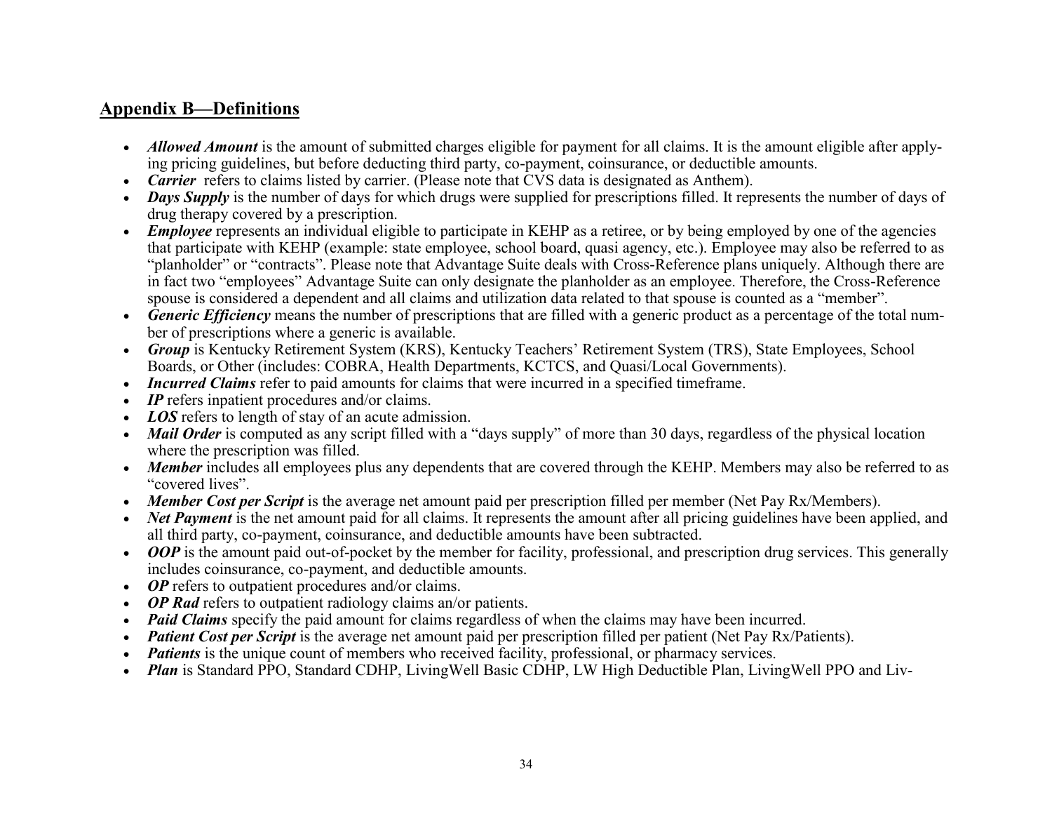## Appendix B—Definitions

- ***Allowed Amount*** is the amount of submitted charges eligible for payment for all claims. It is the amount eligible after applying pricing guidelines, but before deducting third party, co-payment, coinsurance, or deductible amounts.
- ***Carrier*** refers to claims listed by carrier. (Please note that CVS data is designated as Anthem).
- ***Days Supply*** is the number of days for which drugs were supplied for prescriptions filled. It represents the number of days of drug therapy covered by a prescription.
- ***Employee*** represents an individual eligible to participate in KEHP as a retiree, or by being employed by one of the agencies that participate with KEHP (example: state employee, school board, quasi agency, etc.). Employee may also be referred to as "planholder" or "contracts". Please note that Advantage Suite deals with Cross-Reference plans uniquely. Although there are in fact two "employees" Advantage Suite can only designate the planholder as an employee. Therefore, the Cross-Reference spouse is considered a dependent and all claims and utilization data related to that spouse is counted as a "member".
- ***Generic Efficiency*** means the number of prescriptions that are filled with a generic product as a percentage of the total number of prescriptions where a generic is available.
- ***Group*** is Kentucky Retirement System (KRS), Kentucky Teachers' Retirement System (TRS), State Employees, School Boards, or Other (includes: COBRA, Health Departments, KCTCS, and Quasi/Local Governments).
- ***Incurred Claims*** refer to paid amounts for claims that were incurred in a specified timeframe.
- ***IP*** refers inpatient procedures and/or claims.
- ***LOS*** refers to length of stay of an acute admission.
- ***Mail Order*** is computed as any script filled with a "days supply" of more than 30 days, regardless of the physical location where the prescription was filled.
- ***Member*** includes all employees plus any dependents that are covered through the KEHP. Members may also be referred to as "covered lives".
- ***Member Cost per Script*** is the average net amount paid per prescription filled per member (Net Pay Rx/Members).
- ***Net Payment*** is the net amount paid for all claims. It represents the amount after all pricing guidelines have been applied, and all third party, co-payment, coinsurance, and deductible amounts have been subtracted.
- ***OOP*** is the amount paid out-of-pocket by the member for facility, professional, and prescription drug services. This generally includes coinsurance, co-payment, and deductible amounts.
- ***OP*** refers to outpatient procedures and/or claims.
- ***OP Rad*** refers to outpatient radiology claims an/or patients.
- ***Paid Claims*** specify the paid amount for claims regardless of when the claims may have been incurred.
- ***Patient Cost per Script*** is the average net amount paid per prescription filled per patient (Net Pay Rx/Patients).
- ***Patients*** is the unique count of members who received facility, professional, or pharmacy services.
- ***Plan*** is Standard PPO, Standard CDHP, LivingWell Basic CDHP, LW High Deductible Plan, LivingWell PPO and Liv-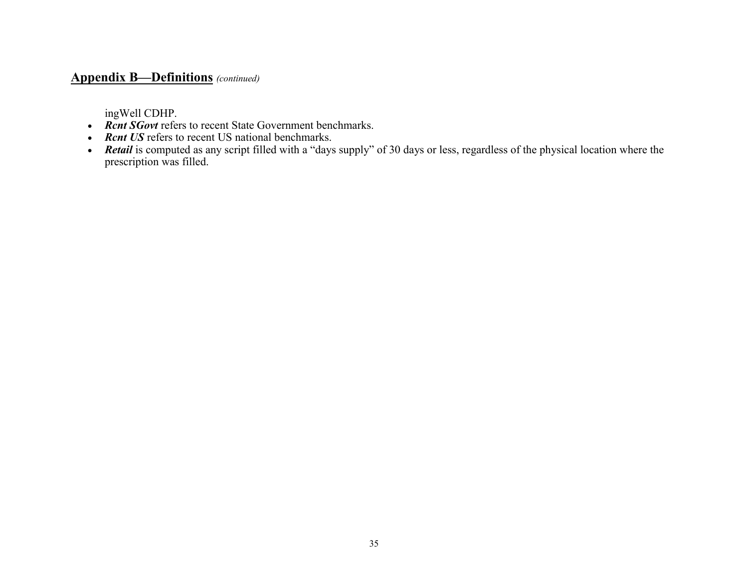## Appendix B—Definitions *(continued)*

ingWell CDHP.

- ***Rcnt SGovt*** refers to recent State Government benchmarks.
- ***Rcnt US*** refers to recent US national benchmarks.
- ***Retail*** is computed as any script filled with a “days supply” of 30 days or less, regardless of the physical location where the prescription was filled.